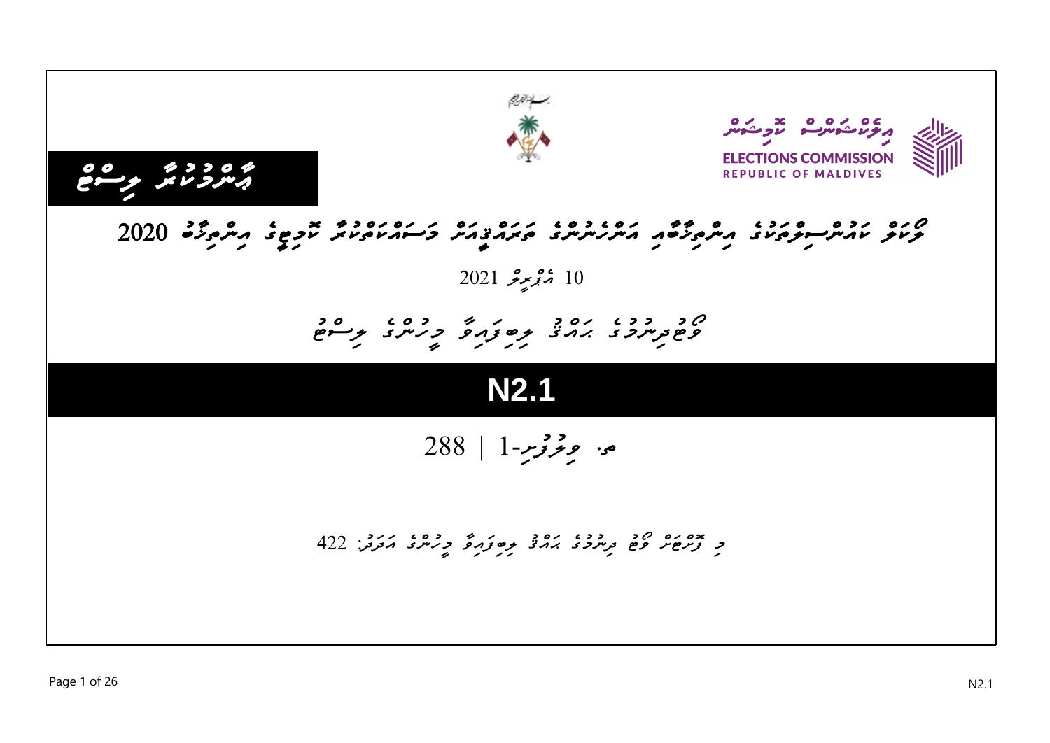އިލެކްޝަންސް ކޮމިޝަން

ELECTIONS COMMISSION

REPUBLIC OF MALDIVES

# ޢާންމުކުރާ ލިސްޓް

## ލޯކަލް ކައުންސިލްތަކުގެ އިންތިޚާބާއި އަންހެނުންގެ ތަރައްޤީއަށް މަސައްކަތްކުރާ ކޮމިޓީގެ އިންތިޚާބު 2020

10 އެޕްރީލް 2021

## ވޯޓުދިނުމުގެ ހައްޤު ލިބިފައިވާ މީހުންގެ ލިސްޓު

# N2.1

## ތ. ވިލުފުށި-1 | 288

މި ބޮކްސްގައި ވޯޓު ދިނުމުގެ ހައްޤު ލިބިފައިވާ މީހުންގެ އަދަދު: 422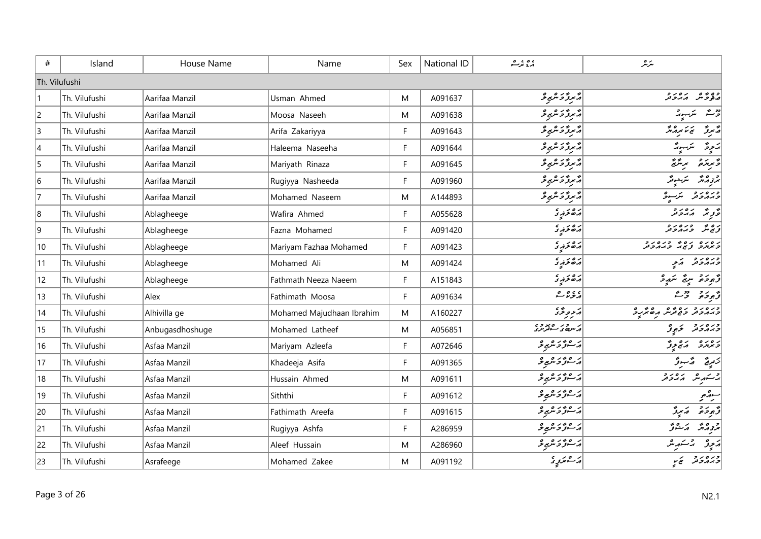| # | Island | House Name | Name | Sex | National ID | ގެއްގެ ނަން | ނަން |
|---|---|---|---|---|---|---|---|
| Th. Vilufushi | | | | | | | |
| 1 | Th. Vilufushi | Aarifaa Manzil | Usman Ahmed | M | A091637 | އާރިފާމަންޒިލް | އުސްމާން އަހުމަދު |
| 2 | Th. Vilufushi | Aarifaa Manzil | Moosa Naseeh | M | A091638 | އާރިފާމަންޒިލް | މޫސާ ނަސީހު |
| 3 | Th. Vilufushi | Aarifaa Manzil | Arifa Zakariyya | F | A091643 | އާރިފާމަންޒިލް | އާރިފާ ޒަކަރިއްޔާ |
| 4 | Th. Vilufushi | Aarifaa Manzil | Haleema Naseeha | F | A091644 | އާރިފާމަންޒިލް | ހަލީމާ ނަސީހާ |
| 5 | Th. Vilufushi | Aarifaa Manzil | Mariyath Rinaza | F | A091645 | އާރިފާމަންޒިލް | މާރިޔަތު ރިނާޒާ |
| 6 | Th. Vilufushi | Aarifaa Manzil | Rugiyya Nasheeda | F | A091960 | އާރިފާމަންޒިލް | ރުގިއްޔާ ނަޝީދާ |
| 7 | Th. Vilufushi | Aarifaa Manzil | Mohamed Naseem | M | A144893 | އާރިފާމަންޒިލް | މުހައްމަދު ނަސީމު |
| 8 | Th. Vilufushi | Ablagheege | Wafira Ahmed | F | A055628 | އަބްލަޣީގެ | ވާފިރާ އަހުމަދު |
| 9 | Th. Vilufushi | Ablagheege | Fazna Mohamed | F | A091420 | އަބްލަޣީގެ | ފަޒްނާ މުހައްމަދު |
| 10 | Th. Vilufushi | Ablagheege | Mariyam Fazhaa Mohamed | F | A091423 | އަބްލަޣީގެ | މަރިޔަމް ފަޒްހާ މުހައްމަދު |
| 11 | Th. Vilufushi | Ablagheege | Mohamed Ali | M | A091424 | އަބްލަޣީގެ | މުހައްމަދު ޢަލީ |
| 12 | Th. Vilufushi | Ablagheege | Fathmath Neeza Naeem | F | A151843 | އަބްލަޣީގެ | ފާތިމަތު ނީޒާ ނަޢީމް |
| 13 | Th. Vilufushi | Alex | Fathimath Moosa | F | A091634 | އެލެކްސް | ފާތިމަތު މޫސާ |
| 14 | Th. Vilufushi | Alhivilla ge | Mohamed Majudhaan Ibrahim | M | A160227 | އަލިވިލާގެ | މުހައްމަދު މަޖުދާން އިބްރާހީމް |
| 15 | Th. Vilufushi | Anbugasdhoshuge | Mohamed Latheef | M | A056851 | އަނބުގަސްދޮށުގެ | މުހައްމަދު ލަތީފް |
| 16 | Th. Vilufushi | Asfaa Manzil | Mariyam Azleefa | F | A072646 | އަސްފާމަންޒިލް | މަރިޔަމް އަޒްލީފާ |
| 17 | Th. Vilufushi | Asfaa Manzil | Khadeeja Asifa | F | A091365 | އަސްފާމަންޒިލް | ޚަދީޖާ އާސިފާ |
| 18 | Th. Vilufushi | Asfaa Manzil | Hussain Ahmed | M | A091611 | އަސްފާމަންޒިލް | ހުސައިން އަހުމަދު |
| 19 | Th. Vilufushi | Asfaa Manzil | Siththi | F | A091612 | އަސްފާމަންޒިލް | ސިއްތި |
| 20 | Th. Vilufushi | Asfaa Manzil | Fathimath Areefa | F | A091615 | އަސްފާމަންޒިލް | ފާތިމަތު އަރީފާ |
| 21 | Th. Vilufushi | Asfaa Manzil | Rugiyya Ashfa | F | A286959 | އަސްފާމަންޒިލް | ރުގިއްޔާ އަޝްފާ |
| 22 | Th. Vilufushi | Asfaa Manzil | Aleef Hussain | M | A286960 | އަސްފާމަންޒިލް | އަލީފް ހުސައިން |
| 23 | Th. Vilufushi | Asrafeege | Mohamed Zakee | M | A091192 | އަސްރަފީގެ | މުހައްމަދު ޒަކީ |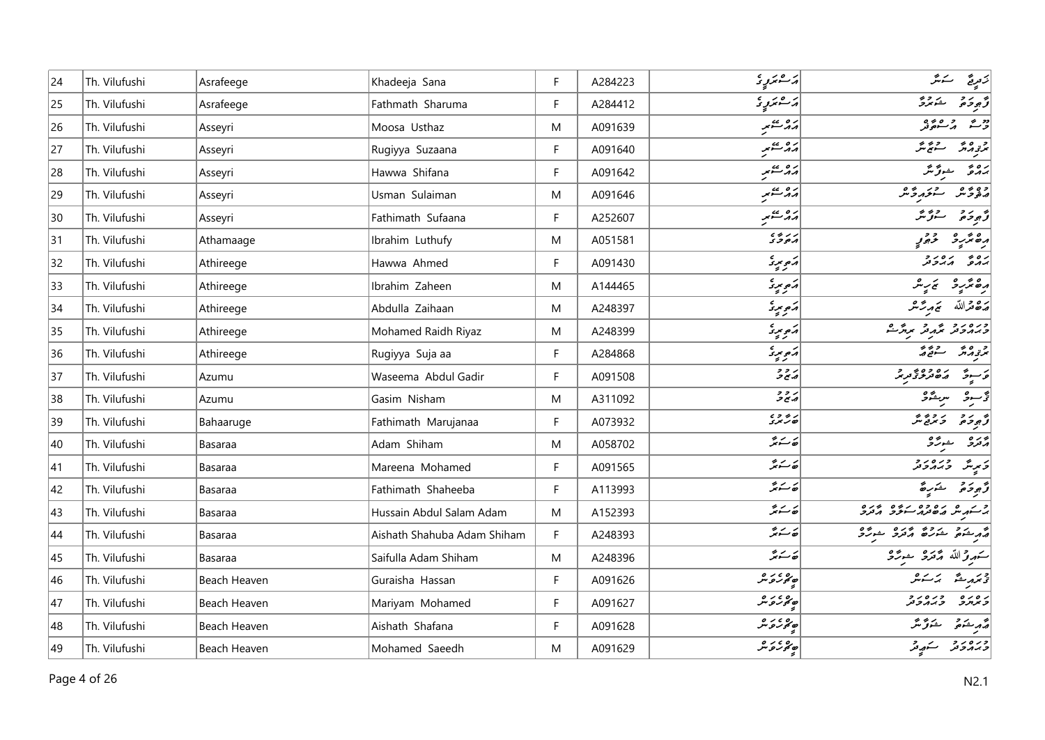| 24 | Th. Vilufushi | Asrafeege | Khadeeja Sana | F | A284223 | އަސްރަފީގެ | ހަދީޖާ ސަނާ |
|---|---|---|---|---|---|---|---|
| 25 | Th. Vilufushi | Asrafeege | Fathmath Sharuma | F | A284412 | އަސްރަފީގެ | ފާތިމަތު ޝަރުމާ |
| 26 | Th. Vilufushi | Asseyri | Moosa Usthaz | M | A091639 | އައްސޭރި | މޫސާ އުސްތާޒު |
| 27 | Th. Vilufushi | Asseyri | Rugiyya Suzaana | F | A091640 | އައްސޭރި | ރުގިއްޔާ ސުޒާނާ |
| 28 | Th. Vilufushi | Asseyri | Hawwa Shifana | F | A091642 | އައްސޭރި | ހައްވާ ޝިފާނާ |
| 29 | Th. Vilufushi | Asseyri | Usman Sulaiman | M | A091646 | އައްސޭރި | އުސްމާން ސުލައިމާން |
| 30 | Th. Vilufushi | Asseyri | Fathimath Sufaana | F | A252607 | އައްސޭރި | ފާތިމަތު ސުފާނާ |
| 31 | Th. Vilufushi | Athamaage | Ibrahim Luthufy | M | A051581 | އަތަމާގެ | އިބްރާހީމް ލުތުފީ |
| 32 | Th. Vilufushi | Athireege | Hawwa Ahmed | F | A091430 | އަތިރީގެ | ހައްވާ އަޙްމަދު |
| 33 | Th. Vilufushi | Athireege | Ibrahim Zaheen | M | A144465 | އަތިރީގެ | އިބްރާހީމް ޒަހީން |
| 34 | Th. Vilufushi | Athireege | Abdulla Zaihaan | M | A248397 | އަތިރީގެ | އަބްދުﷲ ޒައިހާން |
| 35 | Th. Vilufushi | Athireege | Mohamed Raidh Riyaz | M | A248399 | އަތިރީގެ | މުޙައްމަދު ރާއިދު ރިޔާޒް |
| 36 | Th. Vilufushi | Athireege | Rugiyya Suja aa | F | A284868 | އަތިރީގެ | ރުގިއްޔާ ސުޖާއާ |
| 37 | Th. Vilufushi | Azumu | Waseema Abdul Gadir | F | A091508 | އަޒުމު | ވަސީމާ އަބްދުލްޤާދިރު |
| 38 | Th. Vilufushi | Azumu | Gasim Nisham | M | A311092 | އަޒުމު | ޤާސިމް ނިޝާމް |
| 39 | Th. Vilufushi | Bahaaruge | Fathimath Marujanaa | F | A073932 | ބަހާރުގެ | ފާތިމަތު މަރުޖާނާ |
| 40 | Th. Vilufushi | Basaraa | Adam Shiham | M | A058702 | ބަސަރާ | އާދަމް ޝިހާމް |
| 41 | Th. Vilufushi | Basaraa | Mareena Mohamed | F | A091565 | ބަސަރާ | މަރީނާ މުޙައްމަދު |
| 42 | Th. Vilufushi | Basaraa | Fathimath Shaheeba | F | A113993 | ބަސަރާ | ފާތިމަތު ޝަހީބާ |
| 43 | Th. Vilufushi | Basaraa | Hussain Abdul Salam Adam | M | A152393 | ބަސަރާ | ހުސައިން އަބްދުއްސަލާމް އާދަމް |
| 44 | Th. Vilufushi | Basaraa | Aishath Shahuba Adam Shiham | F | A248393 | ބަސަރާ | އައިޝަތު ޝަހުބާ އާދަމް ޝިހާމް |
| 45 | Th. Vilufushi | Basaraa | Saifulla Adam Shiham | M | A248396 | ބަސަރާ | ސައިފުﷲ އާދަމް ޝިހާމް |
| 46 | Th. Vilufushi | Beach Heaven | Guraisha Hassan | F | A091626 | ބީޗްހެވަން | ގުރައިޝާ ހަސަން |
| 47 | Th. Vilufushi | Beach Heaven | Mariyam Mohamed | F | A091627 | ބީޗްހެވަން | މަރިޔަމް މުޙައްމަދު |
| 48 | Th. Vilufushi | Beach Heaven | Aishath Shafana | F | A091628 | ބީޗްހެވަން | އައިޝަތު ޝަފާނާ |
| 49 | Th. Vilufushi | Beach Heaven | Mohamed Saeedh | M | A091629 | ބީޗްހެވަން | މުޙައްމަދު ސަޢީދު |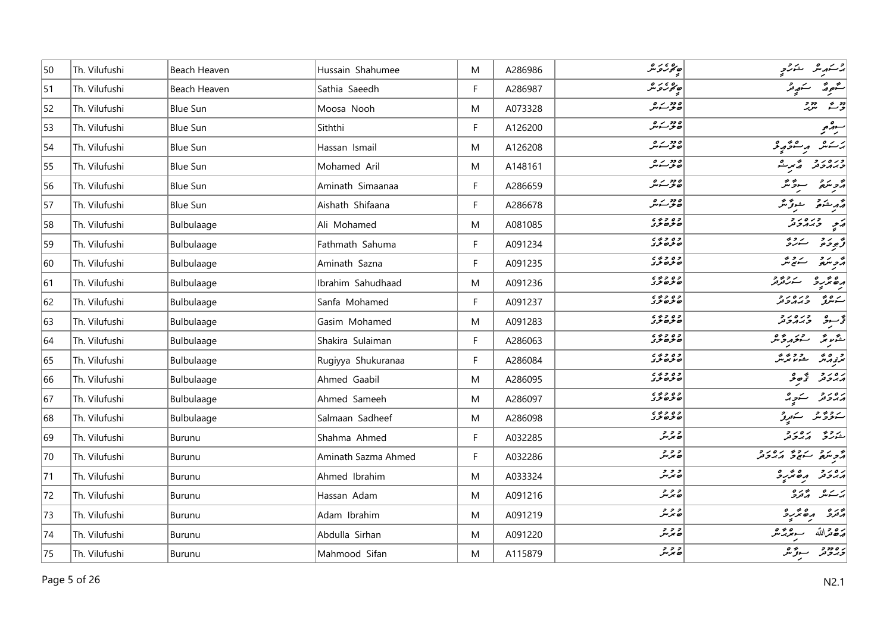| 50 | Th. Vilufushi | Beach Heaven | Hussain Shahumee | M | A286986 | ބީޗްހެވަން | ހުސައިން ޝަހުމީ |
|---|---|---|---|---|---|---|---|
| 51 | Th. Vilufushi | Beach Heaven | Sathia Saeedh | F | A286987 | ބީޗްހެވަން | ސާތިޔާ ސައީދު |
| 52 | Th. Vilufushi | Blue Sun | Moosa Nooh | M | A073328 | ބްލޫސަން | މޫސާ ނޫޙު |
| 53 | Th. Vilufushi | Blue Sun | Siththi | F | A126200 | ބްލޫސަން | ސިއްތި |
| 54 | Th. Vilufushi | Blue Sun | Hassan Ismail | M | A126208 | ބްލޫސަން | ޙަސަން އިސްމާޢީލް |
| 55 | Th. Vilufushi | Blue Sun | Mohamed Aril | M | A148161 | ބްލޫސަން | މުޙައްމަދު އާރިލް |
| 56 | Th. Vilufushi | Blue Sun | Aminath Simaanaa | F | A286659 | ބްލޫސަން | އާމިނަތު ސިމާނާ |
| 57 | Th. Vilufushi | Blue Sun | Aishath Shifaana | F | A286678 | ބްލޫސަން | އާއިޝަތު ޝިފާނާ |
| 58 | Th. Vilufushi | Bulbulaage | Ali Mohamed | M | A081085 | ބުލްބުލާގެ | ޢަލީ މުޙައްމަދު |
| 59 | Th. Vilufushi | Bulbulaage | Fathmath Sahuma | F | A091234 | ބުލްބުލާގެ | ފާތިމަތު ސަހުމާ |
| 60 | Th. Vilufushi | Bulbulaage | Aminath Sazna | F | A091235 | ބުލްބުލާގެ | އާމިނަތު ސަޒްނާ |
| 61 | Th. Vilufushi | Bulbulaage | Ibrahim Sahudhaad | M | A091236 | ބުލްބުލާގެ | އިބްރާހީމް ސަހުދާދު |
| 62 | Th. Vilufushi | Bulbulaage | Sanfa Mohamed | F | A091237 | ބުލްބުލާގެ | ސަންފާ މުޙައްމަދު |
| 63 | Th. Vilufushi | Bulbulaage | Gasim Mohamed | M | A091283 | ބުލްބުލާގެ | ޤާސިމް މުޙައްމަދު |
| 64 | Th. Vilufushi | Bulbulaage | Shakira Sulaiman | F | A286063 | ބުލްބުލާގެ | ޝާކިރާ ސުލައިމާން |
| 65 | Th. Vilufushi | Bulbulaage | Rugiyya Shukuranaa | F | A286084 | ބުލްބުލާގެ | ރުގިއްޔާ ޝުކުރަނާ |
| 66 | Th. Vilufushi | Bulbulaage | Ahmed Gaabil | M | A286095 | ބުލްބުލާގެ | އަޙްމަދު ގާބިލް |
| 67 | Th. Vilufushi | Bulbulaage | Ahmed Sameeh | M | A286097 | ބުލްބުލާގެ | އަޙްމަދު ސަމީޙް |
| 68 | Th. Vilufushi | Bulbulaage | Salmaan Sadheef | M | A286098 | ބުލްބުލާގެ | ސަލްމާން ސަދީފު |
| 69 | Th. Vilufushi | Burunu | Shahma Ahmed | F | A032285 | ބުރުނު | ޝަހުމާ އަޙްމަދު |
| 70 | Th. Vilufushi | Burunu | Aminath Sazma Ahmed | F | A032286 | ބުރުނު | އާމިނަތު ސަޒްމާ އަޙްމަދު |
| 71 | Th. Vilufushi | Burunu | Ahmed Ibrahim | M | A033324 | ބުރުނު | އަޙްމަދު އިބްރާހީމް |
| 72 | Th. Vilufushi | Burunu | Hassan Adam | M | A091216 | ބުރުނު | ޙަސަން އާދަމް |
| 73 | Th. Vilufushi | Burunu | Adam Ibrahim | M | A091219 | ބުރުނު | އާދަމް އިބްރާހީމް |
| 74 | Th. Vilufushi | Burunu | Abdulla Sirhan | M | A091220 | ބުރުނު | އަބްދުﷲ ސިރުހާން |
| 75 | Th. Vilufushi | Burunu | Mahmood Sifan | M | A115879 | ބުރުނު | މަޙްމޫދު ސިފާން |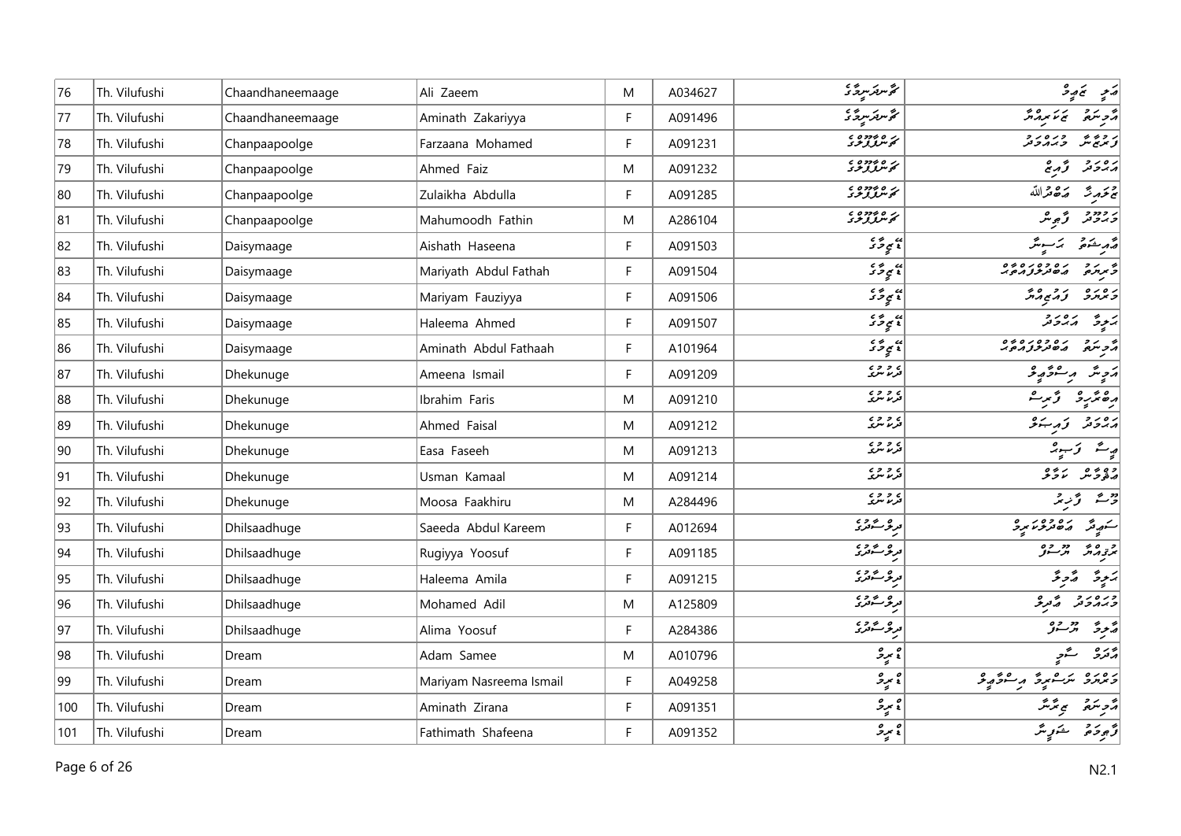| 76 | Th. Vilufushi | Chaandhaneemaage | Ali Zaeem | M | A034627 | ޗާނދަނީމާގެ | ޢަލީ ޒަޢީމް |
|---|---|---|---|---|---|---|---|
| 77 | Th. Vilufushi | Chaandhaneemaage | Aminath Zakariyya | F | A091496 | ޗާނދަނީމާގެ | އާމިނަތު ޒަކަރިއްޔާ |
| 78 | Th. Vilufushi | Chanpaapoolge | Farzaana Mohamed | F | A091231 | ޗަންޕާޕޫލްގެ | ފަރުޒާނާ މުޙައްމަދު |
| 79 | Th. Vilufushi | Chanpaapoolge | Ahmed Faiz | M | A091232 | ޗަންޕާޕޫލްގެ | އަޙްމަދު ފާއިޒް |
| 80 | Th. Vilufushi | Chanpaapoolge | Zulaikha Abdulla | F | A091285 | ޗަންޕާޕޫލްގެ | ޒުލައިޚާ އަބްދުﷲ |
| 81 | Th. Vilufushi | Chanpaapoolge | Mahumoodh Fathin | M | A286104 | ޗަންޕާޕޫލްގެ | މަޙްމޫދު ފާތިން |
| 82 | Th. Vilufushi | Daisymaage | Aishath Haseena | F | A091503 | ޑޭޒީމާގެ | އާއިޝަތު ހަސީނާ |
| 83 | Th. Vilufushi | Daisymaage | Mariyath Abdul Fathah | F | A091504 | ޑޭޒީމާގެ | މާރިޔަތު އަބްދުލްފައްތާޙް |
| 84 | Th. Vilufushi | Daisymaage | Mariyam Fauziyya | F | A091506 | ޑޭޒީމާގެ | މަރިޔަމް ފައުޒިއްޔާ |
| 85 | Th. Vilufushi | Daisymaage | Haleema Ahmed | F | A091507 | ޑޭޒީމާގެ | ހަލީމާ އަޙްމަދު |
| 86 | Th. Vilufushi | Daisymaage | Aminath Abdul Fathaah | F | A101964 | ޑޭޒީމާގެ | އާމިނަތު އަބްދުލްފައްތާޙް |
| 87 | Th. Vilufushi | Dhekunuge | Ameena Ismail | F | A091209 | ދެކުނުގެ | އަމީނާ އިސްމާޢީލް |
| 88 | Th. Vilufushi | Dhekunuge | Ibrahim Faris | M | A091210 | ދެކުނުގެ | އިބްރާހީމް ފާރިސް |
| 89 | Th. Vilufushi | Dhekunuge | Ahmed Faisal | M | A091212 | ދެކުނުގެ | އަޙްމަދު ފައިސަލް |
| 90 | Th. Vilufushi | Dhekunuge | Easa Faseeh | M | A091213 | ދެކުނުގެ | ޢީސާ ފަސީޙް |
| 91 | Th. Vilufushi | Dhekunuge | Usman Kamaal | M | A091214 | ދެކުނުގެ | ޢުތުމާން ކަމާލް |
| 92 | Th. Vilufushi | Dhekunuge | Moosa Faakhiru | M | A284496 | ދެކުނުގެ | މޫސާ ފާޚިރު |
| 93 | Th. Vilufushi | Dhilsaadhuge | Saeeda Abdul Kareem | F | A012694 | ދިލްސާދުގެ | ސަޢީދާ އަބްދުލްކަރީމް |
| 94 | Th. Vilufushi | Dhilsaadhuge | Rugiyya Yoosuf | F | A091185 | ދިލްސާދުގެ | ރުގިއްޔާ ޔޫސުފް |
| 95 | Th. Vilufushi | Dhilsaadhuge | Haleema Amila | F | A091215 | ދިލްސާދުގެ | ހަލީމާ އާމިލާ |
| 96 | Th. Vilufushi | Dhilsaadhuge | Mohamed Adil | M | A125809 | ދިލްސާދުގެ | މުޙައްމަދު އާދިލް |
| 97 | Th. Vilufushi | Dhilsaadhuge | Alima Yoosuf | F | A284386 | ދިލްސާދުގެ | އާލިމާ ޔޫސުފް |
| 98 | Th. Vilufushi | Dream | Adam Samee | M | A010796 | ޑްރީމް | އާދަމް ސަމީ |
| 99 | Th. Vilufushi | Dream | Mariyam Nasreema Ismail | F | A049258 | ޑްރީމް | މަރިޔަމް ނަސްރީމާ އިސްމާޢީލް |
| 100 | Th. Vilufushi | Dream | Aminath Zirana | F | A091351 | ޑްރީމް | އާމިނަތު ޒިރާނާ |
| 101 | Th. Vilufushi | Dream | Fathimath Shafeena | F | A091352 | ޑްރީމް | ފާތިމަތު ޝަފީނާ |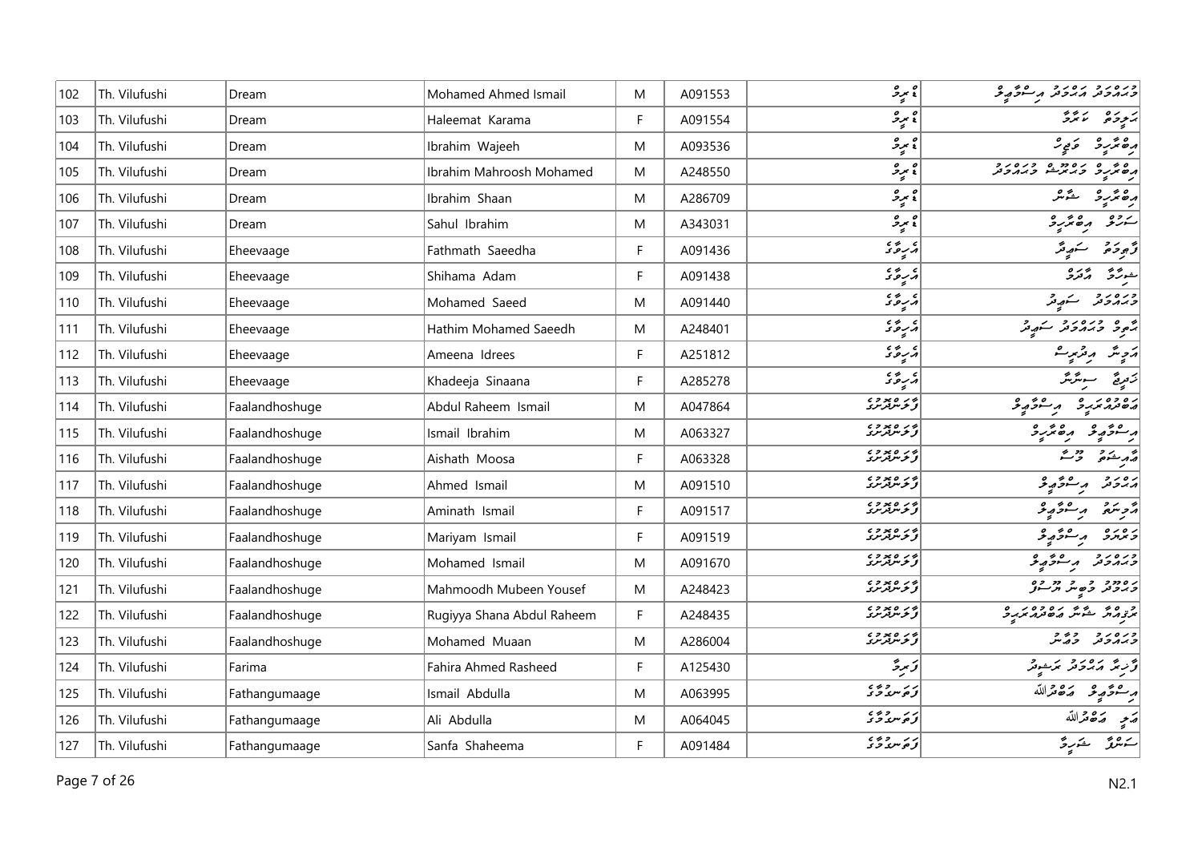| 102 | Th. Vilufushi | Dream | Mohamed Ahmed Ismail | M | A091553 | ޑްރީމް | މުހައްމަދު އަޙްމަދު އިސްމާޢީލް |
|---|---|---|---|---|---|---|---|
| 103 | Th. Vilufushi | Dream | Haleemat Karama | F | A091554 | ޑްރީމް | ހަލީމަތު ކަރާމާ |
| 104 | Th. Vilufushi | Dream | Ibrahim Wajeeh | M | A093536 | ޑްރީމް | އިބްރާހީމް ވަޖީހު |
| 105 | Th. Vilufushi | Dream | Ibrahim Mahroosh Mohamed | M | A248550 | ޑްރީމް | އިބްރާހީމް މަޙްރޫޝް މުހައްމަދު |
| 106 | Th. Vilufushi | Dream | Ibrahim Shaan | M | A286709 | ޑްރީމް | އިބްރާހީމް ޝާން |
| 107 | Th. Vilufushi | Dream | Sahul Ibrahim | M | A343031 | ޑްރީމް | ސަހުލް އިބްރާހީމް |
| 108 | Th. Vilufushi | Eheevaage | Fathmath Saeedha | F | A091436 | އެހީވާގެ | ފާތިމަތު ސަޢީދާ |
| 109 | Th. Vilufushi | Eheevaage | Shihama Adam | F | A091438 | އެހީވާގެ | ޝިހާމާ އާދަމް |
| 110 | Th. Vilufushi | Eheevaage | Mohamed Saeed | M | A091440 | އެހީވާގެ | މުހައްމަދު ސަޢީދު |
| 111 | Th. Vilufushi | Eheevaage | Hathim Mohamed Saeedh | M | A248401 | އެހީވާގެ | ހާތިމް މުހައްމަދު ސަޢީދު |
| 112 | Th. Vilufushi | Eheevaage | Ameena Idrees | F | A251812 | އެހީވާގެ | އަމީނާ އިދުރީސް |
| 113 | Th. Vilufushi | Eheevaage | Khadeeja Sinaana | F | A285278 | އެހީވާގެ | ޚަދީޖާ ސިނާނާ |
| 114 | Th. Vilufushi | Faalandhoshuge | Abdul Raheem Ismail | M | A047864 | ފާލަންދޮށުގެ | އަބްދުއްރަޙީމް އިސްމާޢީލް |
| 115 | Th. Vilufushi | Faalandhoshuge | Ismail Ibrahim | M | A063327 | ފާލަންދޮށުގެ | އިސްމާޢީލް އިބްރާހީމް |
| 116 | Th. Vilufushi | Faalandhoshuge | Aishath Moosa | F | A063328 | ފާލަންދޮށުގެ | ޢާއިޝަތު މޫސާ |
| 117 | Th. Vilufushi | Faalandhoshuge | Ahmed Ismail | M | A091510 | ފާލަންދޮށުގެ | އަޙްމަދު އިސްމާޢީލް |
| 118 | Th. Vilufushi | Faalandhoshuge | Aminath Ismail | F | A091517 | ފާލަންދޮށުގެ | އާމިނަތު އިސްމާޢީލް |
| 119 | Th. Vilufushi | Faalandhoshuge | Mariyam Ismail | F | A091519 | ފާލަންދޮށުގެ | މަރިޔަމް އިސްމާޢީލް |
| 120 | Th. Vilufushi | Faalandhoshuge | Mohamed Ismail | M | A091670 | ފާލަންދޮށުގެ | މުހައްމަދު އިސްމާޢީލް |
| 121 | Th. Vilufushi | Faalandhoshuge | Mahmoodh Mubeen Yousef | M | A248423 | ފާލަންދޮށުގެ | މަޙްމޫދު މުބީން ޔޫސުފް |
| 122 | Th. Vilufushi | Faalandhoshuge | Rugiyya Shana Abdul Raheem | F | A248435 | ފާލަންދޮށުގެ | ރުގިއްޔާ ޝަނާ އަބްދުއްރަޙީމް |
| 123 | Th. Vilufushi | Faalandhoshuge | Mohamed Muaan | M | A286004 | ފާލަންދޮށުގެ | މުހައްމަދު މުޢާން |
| 124 | Th. Vilufushi | Farima | Fahira Ahmed Rasheed | F | A125430 | ފަރިމާ | ފާހިރާ އަޙްމަދު ރަޝީދު |
| 125 | Th. Vilufushi | Fathangumaage | Ismail Abdulla | M | A063995 | ފަތަނގުމާގެ | އިސްމާޢީލް އަބްދުﷲ |
| 126 | Th. Vilufushi | Fathangumaage | Ali Abdulla | M | A064045 | ފަތަނގުމާގެ | އަލި އަބްދުﷲ |
| 127 | Th. Vilufushi | Fathangumaage | Sanfa Shaheema | F | A091484 | ފަތަނގުމާގެ | ސަންފާ ޝަހީމާ |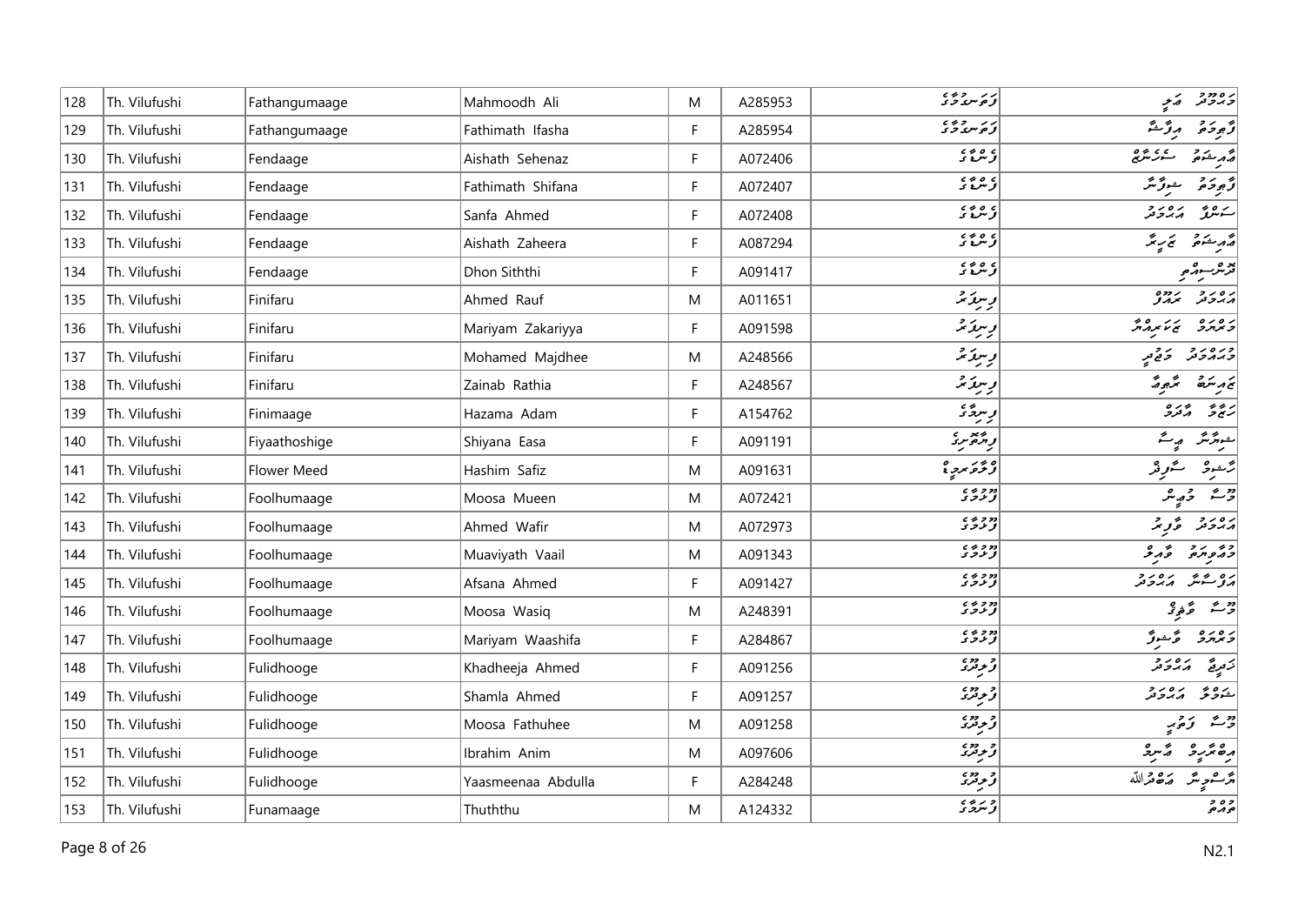| 128 | Th. Vilufushi | Fathangumaage | Mahmoodh Ali | M | A285953 | ފަތަނގުމާގެ | މަޙްމޫދު ޢަލި |
|---|---|---|---|---|---|---|---|
| 129 | Th. Vilufushi | Fathangumaage | Fathimath Ifasha | F | A285954 | ފަތަނގުމާގެ | ފާތިމަތު އިފާޝާ |
| 130 | Th. Vilufushi | Fendaage | Aishath Sehenaz | F | A072406 | ފެންދާގެ | ޢާއިޝަތު ސެހެނާޒް |
| 131 | Th. Vilufushi | Fendaage | Fathimath Shifana | F | A072407 | ފެންދާގެ | ފާތިމަތު ޝިފާނާ |
| 132 | Th. Vilufushi | Fendaage | Sanfa Ahmed | F | A072408 | ފެންދާގެ | ސަންފާ އަހުމަދު |
| 133 | Th. Vilufushi | Fendaage | Aishath Zaheera | F | A087294 | ފެންދާގެ | ޢާއިޝަތު ޒަހީރާ |
| 134 | Th. Vilufushi | Fendaage | Dhon Siththi | F | A091417 | ފެންދާގެ | ދޮންސިއްތި |
| 135 | Th. Vilufushi | Finifaru | Ahmed Rauf | M | A011651 | ފިނިފަރު | އަހުމަދު ރައުފް |
| 136 | Th. Vilufushi | Finifaru | Mariyam Zakariyya | F | A091598 | ފިނިފަރު | މަރިޔަމް ޒަކަރިއްޔާ |
| 137 | Th. Vilufushi | Finifaru | Mohamed Majdhee | M | A248566 | ފިނިފަރު | މުޙައްމަދު މަޖްދީ |
| 138 | Th. Vilufushi | Finifaru | Zainab Rathia | F | A248567 | ފިނިފަރު | ޒައިނަބު ރާތިޔާ |
| 139 | Th. Vilufushi | Finimaage | Hazama Adam | F | A154762 | ފިނިމާގެ | ހަޒަމާ އާދަމް |
| 140 | Th. Vilufushi | Fiyaathoshige | Shiyana Easa | F | A091191 | ފިޔާތޮށިގެ | ޝިޔާނާ ޢީސާ |
| 141 | Th. Vilufushi | Flower Meed | Hashim Safiz | M | A091631 | ފްލަވަރމީޑް | ހާޝިމް ސާފިޒް |
| 142 | Th. Vilufushi | Foolhumaage | Moosa Mueen | M | A072421 | ފޫޅުމާގެ | މޫސާ މުޢީން |
| 143 | Th. Vilufushi | Foolhumaage | Ahmed Wafir | M | A072973 | ފޫޅުމާގެ | އަހުމަދު ވާފިރު |
| 144 | Th. Vilufushi | Foolhumaage | Muaviyath Vaail | M | A091343 | ފޫޅުމާގެ | މުޢާވިޔަތު ވާއިލް |
| 145 | Th. Vilufushi | Foolhumaage | Afsana Ahmed | F | A091427 | ފޫޅުމާގެ | އަފްސާނާ އަހުމަދު |
| 146 | Th. Vilufushi | Foolhumaage | Moosa Wasiq | M | A248391 | ފޫޅުމާގެ | މޫސާ ވާޘިޤު |
| 147 | Th. Vilufushi | Foolhumaage | Mariyam Waashifa | F | A284867 | ފޫޅުމާގެ | މަރިޔަމް ވާޝިފާ |
| 148 | Th. Vilufushi | Fulidhooge | Khadheeja Ahmed | F | A091256 | ފުލިދޫގެ | ޚަދީޖާ އަހުމަދު |
| 149 | Th. Vilufushi | Fulidhooge | Shamla Ahmed | F | A091257 | ފުލިދޫގެ | ޝަމްލާ އަހުމަދު |
| 150 | Th. Vilufushi | Fulidhooge | Moosa Fathuhee | M | A091258 | ފުލިދޫގެ | މޫސާ ފަތުހީ |
| 151 | Th. Vilufushi | Fulidhooge | Ibrahim Anim | M | A097606 | ފުލިދޫގެ | އިބްރާހިމް އާނިމް |
| 152 | Th. Vilufushi | Fulidhooge | Yaasmeenaa Abdulla | F | A284248 | ފުލިދޫގެ | ޔާސްމީނާ އަބްދުﷲ |
| 153 | Th. Vilufushi | Funamaage | Thuththu | M | A124332 | ފުނަމާގެ | ތުއްތު |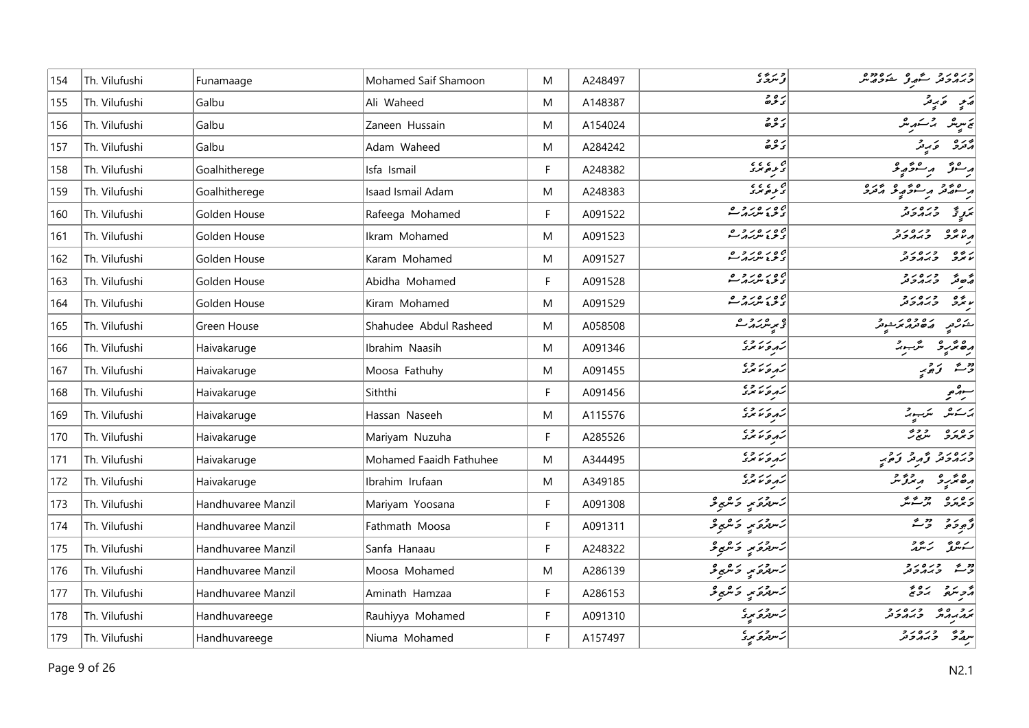| 154 | Th. Vilufushi | Funamaage | Mohamed Saif Shamoon | M | A248497 | ފުނަމާގެ | މުޙައްމަދު ސައިފް ޝަމޫން |
|---|---|---|---|---|---|---|---|
| 155 | Th. Vilufushi | Galbu | Ali Waheed | M | A148387 | ގަލްބު | ޢަލީ ވަޙީދު |
| 156 | Th. Vilufushi | Galbu | Zaneen Hussain | M | A154024 | ގަލްބު | ޒަނީން ހުސައިން |
| 157 | Th. Vilufushi | Galbu | Adam Waheed | M | A284242 | ގަލްބު | އާދަމް ވަޙީދު |
| 158 | Th. Vilufushi | Goalhitherege | Isfa Ismail | F | A248382 | ގޯޅިތެރެގެ | އިސްފާ އިސްމާޢީލް |
| 159 | Th. Vilufushi | Goalhitherege | Isaad Ismail Adam | M | A248383 | ގޯޅިތެރެގެ | އިސްޢާދު އިސްމާޢީލް އާދަމް |
| 160 | Th. Vilufushi | Golden House | Rafeega Mohamed | F | A091522 | ގޯލްޑަން ހައުސް | ރަފީޤާ މުޙައްމަދު |
| 161 | Th. Vilufushi | Golden House | Ikram Mohamed | M | A091523 | ގޯލްޑަން ހައުސް | އިކްރާމް މުޙައްމަދު |
| 162 | Th. Vilufushi | Golden House | Karam Mohamed | M | A091527 | ގޯލްޑަން ހައުސް | ކަރަމް މުޙައްމަދު |
| 163 | Th. Vilufushi | Golden House | Abidha Mohamed | F | A091528 | ގޯލްޑަން ހައުސް | އާބިދާ މުޙައްމަދު |
| 164 | Th. Vilufushi | Golden House | Kiram Mohamed | M | A091529 | ގޯލްޑަން ހައުސް | ކިރާމް މުޙައްމަދު |
| 165 | Th. Vilufushi | Green House | Shahudee Abdul Rasheed | M | A058508 | ގްރީންހައުސް | ޝަހުދީ އަބްދުއްރަޝީދު |
| 166 | Th. Vilufushi | Haivakaruge | Ibrahim Naasih | M | A091346 | ހައިވަކަރުގެ | އިބްރާހީމް ނާސިހް |
| 167 | Th. Vilufushi | Haivakaruge | Moosa Fathuhy | M | A091455 | ހައިވަކަރުގެ | މޫސާ ފަތުހީ |
| 168 | Th. Vilufushi | Haivakaruge | Siththi | F | A091456 | ހައިވަކަރުގެ | ސިއްތި |
| 169 | Th. Vilufushi | Haivakaruge | Hassan Naseeh | M | A115576 | ހައިވަކަރުގެ | ހަސަން ނަސީހު |
| 170 | Th. Vilufushi | Haivakaruge | Mariyam Nuzuha | F | A285526 | ހައިވަކަރުގެ | މަރިޔަމް ނުޒުހާ |
| 171 | Th. Vilufushi | Haivakaruge | Mohamed Faaidh Fathuhee | M | A344495 | ހައިވަކަރުގެ | މުޙައްމަދު ފާއިޒު ފަތުހީ |
| 172 | Th. Vilufushi | Haivakaruge | Ibrahim Irufaan | M | A349185 | ހައިވަކަރުގެ | އިބްރާހީމް އިރުފާން |
| 173 | Th. Vilufushi | Handhuvaree Manzil | Mariyam Yoosana | F | A091308 | ހަނދުވަރީ މަންޒިލް | މަރިޔަމް ޔޫސަނާ |
| 174 | Th. Vilufushi | Handhuvaree Manzil | Fathmath Moosa | F | A091311 | ހަނދުވަރީ މަންޒިލް | ފާތިމަތު މޫސާ |
| 175 | Th. Vilufushi | Handhuvaree Manzil | Sanfa Hanaau | F | A248322 | ހަނދުވަރީ މަންޒިލް | ސަންފާ ހަނާއު |
| 176 | Th. Vilufushi | Handhuvaree Manzil | Moosa Mohamed | M | A286139 | ހަނދުވަރީ މަންޒިލް | މޫސާ މުޙައްމަދު |
| 177 | Th. Vilufushi | Handhuvaree Manzil | Aminath Hamzaa | F | A286153 | ހަނދުވަރީ މަންޒިލް | އާމިނަތު ހަމްޒާ |
| 178 | Th. Vilufushi | Handhuvareege | Rauhiyya Mohamed | F | A091310 | ހަނދުވަރީގެ | ރައުހިއްޔާ މުޙައްމަދު |
| 179 | Th. Vilufushi | Handhuvareege | Niuma Mohamed | F | A157497 | ހަނދުވަރީގެ | ނިޢުމާ މުޙައްމަދު |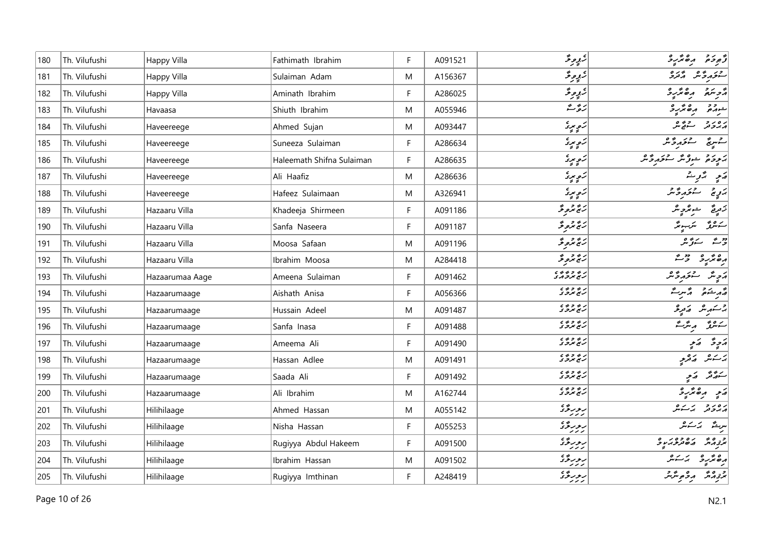| 180 | Th. Vilufushi | Happy Villa | Fathimath Ibrahim | F | A091521 | ހެޕީވިލާ | ފާތިމަތު އިބްރާހީމް |
|---|---|---|---|---|---|---|---|
| 181 | Th. Vilufushi | Happy Villa | Sulaiman Adam | M | A156367 | ހެޕީވިލާ | ސުލައިމާން އާދަމް |
| 182 | Th. Vilufushi | Happy Villa | Aminath Ibrahim | F | A286025 | ހެޕީވިލާ | އާމިނަތު އިބްރާހީމް |
| 183 | Th. Vilufushi | Havaasa | Shiuth Ibrahim | M | A055946 | ހަވާސާ | ޝިއުތު އިބްރާހީމް |
| 184 | Th. Vilufushi | Haveereege | Ahmed Sujan | M | A093447 | ހަވީރީގެ | އަޙްމަދު ސުޖާން |
| 185 | Th. Vilufushi | Haveereege | Suneeza Sulaiman | F | A286634 | ހަވީރީގެ | ސުނީޒާ ސުލައިމާން |
| 186 | Th. Vilufushi | Haveereege | Haleemath Shifna Sulaiman | F | A286635 | ހަވީރީގެ | ހަލީމަތު ޝިފްނާ ސުލައިމާން |
| 187 | Th. Vilufushi | Haveereege | Ali Haafiz | M | A286636 | ހަވީރީގެ | އަލި ހާފިޒު |
| 188 | Th. Vilufushi | Haveereege | Hafeez Sulaimaan | M | A326941 | ހަވީރީގެ | ހަފީޒު ސުލައިމާން |
| 189 | Th. Vilufushi | Hazaaru Villa | Khadeeja Shirmeen | F | A091186 | ހަޒާރުވިލާ | ޚަދީޖާ ޝިރްމީން |
| 190 | Th. Vilufushi | Hazaaru Villa | Sanfa Naseera | F | A091187 | ހަޒާރުވިލާ | ސަންފާ ނަސީރާ |
| 191 | Th. Vilufushi | Hazaaru Villa | Moosa Safaan | M | A091196 | ހަޒާރުވިލާ | މޫސާ ސަފާން |
| 192 | Th. Vilufushi | Hazaaru Villa | Ibrahim Moosa | M | A284418 | ހަޒާރުވިލާ | އިބްރާހީމް މޫސާ |
| 193 | Th. Vilufushi | Hazaarumaa Aage | Ameena Sulaiman | F | A091462 | ހަޒާރުމާއާގެ | އަމީނާ ސުލައިމާން |
| 194 | Th. Vilufushi | Hazaarumaage | Aishath Anisa | F | A056366 | ހަޒާރުމާގެ | އައިޝަތު އާނިސާ |
| 195 | Th. Vilufushi | Hazaarumaage | Hussain Adeel | M | A091487 | ހަޒާރުމާގެ | ހުސައިން އަދީލް |
| 196 | Th. Vilufushi | Hazaarumaage | Sanfa Inasa | F | A091488 | ހަޒާރުމާގެ | ސަންފާ އިނާސާ |
| 197 | Th. Vilufushi | Hazaarumaage | Ameema Ali | F | A091490 | ހަޒާރުމާގެ | އަމީމާ އަލި |
| 198 | Th. Vilufushi | Hazaarumaage | Hassan Adlee | M | A091491 | ހަޒާރުމާގެ | ހަސަން އަދްލީ |
| 199 | Th. Vilufushi | Hazaarumaage | Saada Ali | F | A091492 | ހަޒާރުމާގެ | ސައުދާ އަލި |
| 200 | Th. Vilufushi | Hazaarumaage | Ali Ibrahim | M | A162744 | ހަޒާރުމާގެ | އަލި އިބްރާހީމް |
| 201 | Th. Vilufushi | Hilihilaage | Ahmed Hassan | M | A055142 | ހިލިހިލާގެ | އަޙްމަދު ހަސަން |
| 202 | Th. Vilufushi | Hilihilaage | Nisha Hassan | F | A055253 | ހިލިހިލާގެ | ނިޝާ ހަސަން |
| 203 | Th. Vilufushi | Hilihilaage | Rugiyya Abdul Hakeem | F | A091500 | ހިލިހިލާގެ | ރުގިއްޔާ އަބްދުލްހަކީމް |
| 204 | Th. Vilufushi | Hilihilaage | Ibrahim Hassan | M | A091502 | ހިލިހިލާގެ | އިބްރާހީމް ހަސަން |
| 205 | Th. Vilufushi | Hilihilaage | Rugiyya Imthinan | F | A248419 | ހިލިހިލާގެ | ރުގިއްޔާ އިމްތިނާން |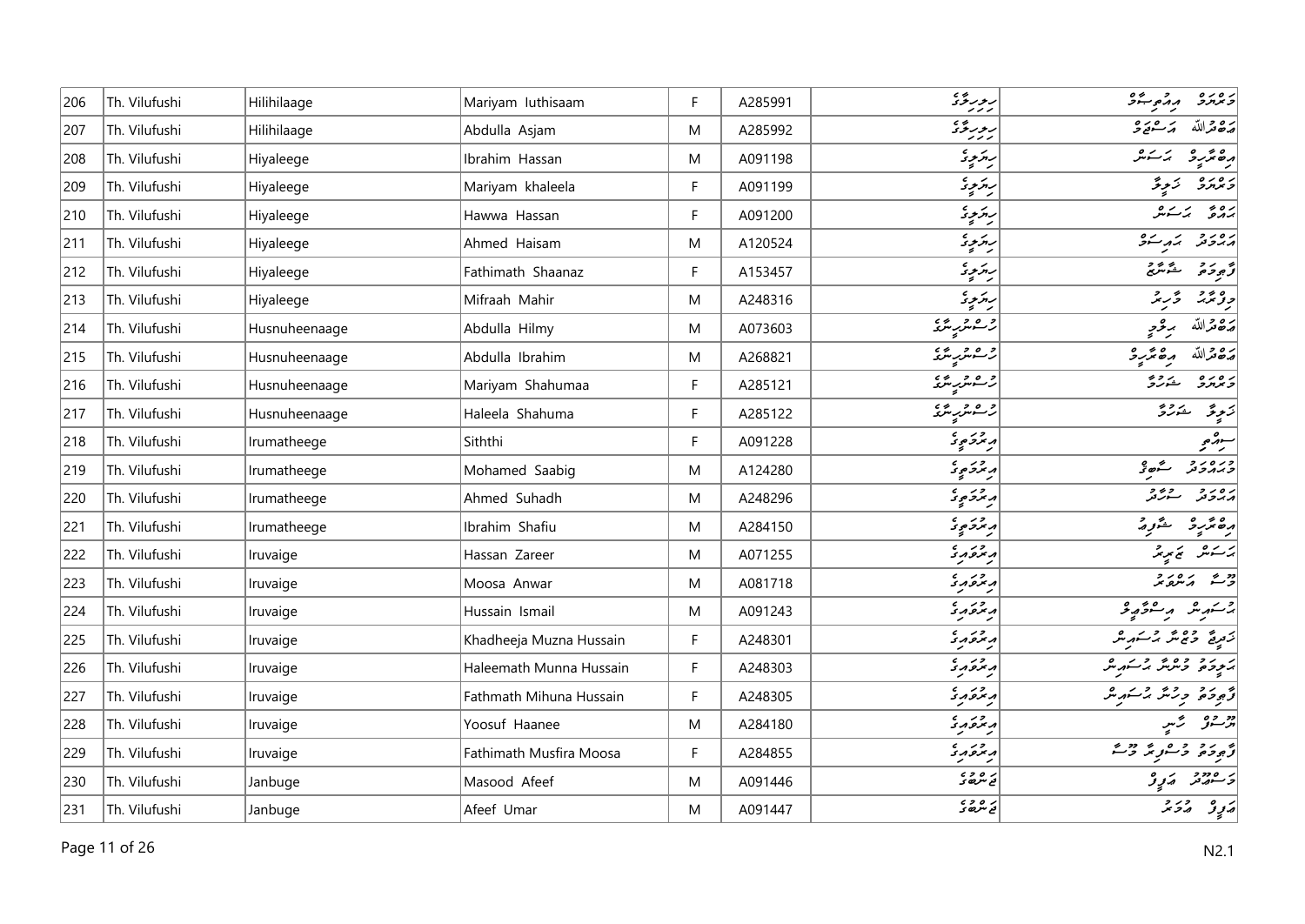| 206 | Th. Vilufushi | Hilihilaage | Mariyam Iuthisaam | F | A285991 | ރިލިހިލާގެ | މަރިޔަމް އިއުތިސާމް |
|---|---|---|---|---|---|---|---|
| 207 | Th. Vilufushi | Hilihilaage | Abdulla Asjam | M | A285992 | ހިލިހިލާގެ | އަބްދުاللهِ އަސްޖަމް |
| 208 | Th. Vilufushi | Hiyaleege | Ibrahim Hassan | M | A091198 | ހިޔަލީގެ | އިބްރާހީމް ހަސަން |
| 209 | Th. Vilufushi | Hiyaleege | Mariyam khaleela | F | A091199 | ހިޔަލީގެ | މަރިޔަމް ޚަލީލާ |
| 210 | Th. Vilufushi | Hiyaleege | Hawwa Hassan | F | A091200 | ހިޔަލީގެ | ހައްވާ ހަސަން |
| 211 | Th. Vilufushi | Hiyaleege | Ahmed Haisam | M | A120524 | ހިޔަލީގެ | އަހުމަދު ހައިސަމް |
| 212 | Th. Vilufushi | Hiyaleege | Fathimath Shaanaz | F | A153457 | ހިޔަލީގެ | ފާތިމަތު ޝާނާޒް |
| 213 | Th. Vilufushi | Hiyaleege | Mifraah Mahir | M | A248316 | ހިޔަލީގެ | މިފްރާހް މާހިރު |
| 214 | Th. Vilufushi | Husnuheenaage | Abdulla Hilmy | M | A073603 | ހުސްނުހީނާގެ | އަބްދުاللهِ ހިލްމީ |
| 215 | Th. Vilufushi | Husnuheenaage | Abdulla Ibrahim | M | A268821 | ހުސްނުހީނާގެ | އަބްދުاللهِ އިބްރާހީމް |
| 216 | Th. Vilufushi | Husnuheenaage | Mariyam Shahumaa | F | A285121 | ހުސްނުހީނާގެ | މަރިޔަމް ޝަހުމާ |
| 217 | Th. Vilufushi | Husnuheenaage | Haleela Shahuma | F | A285122 | ހުސްނުހީނާގެ | ހަލީލާ ޝަހުމާ |
| 218 | Th. Vilufushi | Irumatheege | Siththi | F | A091228 | އިރުމަތީގެ | ސިއްތި |
| 219 | Th. Vilufushi | Irumatheege | Mohamed Saabig | M | A124280 | އިރުމަތީގެ | މުހައްމަދު ސާބިގު |
| 220 | Th. Vilufushi | Irumatheege | Ahmed Suhadh | M | A248296 | އިރުމަތީގެ | އަހުމަދު ސުހާދު |
| 221 | Th. Vilufushi | Irumatheege | Ibrahim Shafiu | M | A284150 | އިރުމަތީގެ | އިބްރާހީމް ޝާފިޢު |
| 222 | Th. Vilufushi | Iruvaige | Hassan Zareer | M | A071255 | އިރުވައިގެ | ހަސަން ޒަރީރު |
| 223 | Th. Vilufushi | Iruvaige | Moosa Anwar | M | A081718 | އިރުވައިގެ | މޫސާ އަންވަރު |
| 224 | Th. Vilufushi | Iruvaige | Hussain Ismail | M | A091243 | އިރުވައިގެ | ހުސައިން އިސްމާއިލް |
| 225 | Th. Vilufushi | Iruvaige | Khadheeja Muzna Hussain | F | A248301 | އިރުވައިގެ | ޚަދީޖާ މުޒްނާ ހުސައިން |
| 226 | Th. Vilufushi | Iruvaige | Haleemath Munna Hussain | F | A248303 | އިރުވައިގެ | ހަލީމަތު މުންނާ ހުސައިން |
| 227 | Th. Vilufushi | Iruvaige | Fathmath Mihuna Hussain | F | A248305 | އިރުވައިގެ | ފާތިމަތު މިހުނާ ހުސައިން |
| 228 | Th. Vilufushi | Iruvaige | Yoosuf Haanee | M | A284180 | އިރުވައިގެ | ޔޫސުފް ހާނީ |
| 229 | Th. Vilufushi | Iruvaige | Fathimath Musfira Moosa | F | A284855 | އިރުވައިގެ | ފާތިމަތު މުސްފިރާ މޫސާ |
| 230 | Th. Vilufushi | Janbuge | Masood Afeef | M | A091446 | ޖަންބުގެ | މަސްއޫދު އަފީފް |
| 231 | Th. Vilufushi | Janbuge | Afeef Umar | M | A091447 | ޖަންބުގެ | އަފީފް އުމަރު |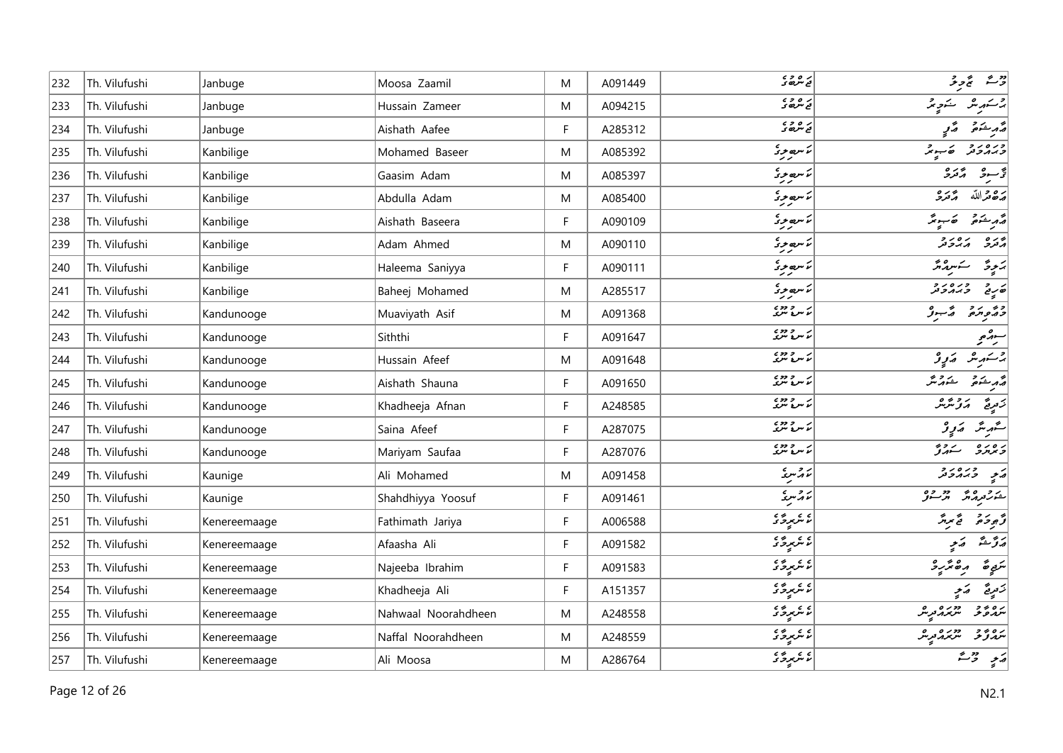| 232 | Th. Vilufushi | Janbuge | Moosa Zaamil | M | A091449 | ج ﯕ ﭙ ﮔ | ﺩ ﺳ ﺗ ﺟ ﻭ ﻭ |
|---|---|---|---|---|---|---|---|
| 233 | Th. Vilufushi | Janbuge | Hussain Zameer | M | A094215 | ﺟ ﯕ ﭙ ﮔ | ﺣ ﺳ ﻳ ﻥ ﺯ ﻣ ﻴ ﺮ |
| 234 | Th. Vilufushi | Janbuge | Aishath Aafee | F | A285312 | ﺟ ﯕ ﭙ ﮔ | ﻋ ﺎ ﺋ ﺸ ﺔ ﻋ ﺎ ﻓ ﻲ |
| 235 | Th. Vilufushi | Kanbilige | Mohamed Baseer | M | A085392 | ﻛ ﻨ ﺒ ﻠ ﮔ | ﻣ ﺤ ﻤ ﺪ ﺑ ﺼ ﻴ ﺮ |
| 236 | Th. Vilufushi | Kanbilige | Gaasim Adam | M | A085397 | ﻛ ﻨ ﺒ ﻠ ﮔ | ﻗ ﺎ ﺳ ﻢ ﺁ ﺩ ﻡ |
| 237 | Th. Vilufushi | Kanbilige | Abdulla Adam | M | A085400 | ﻛ ﻨ ﺒ ﻠ ﮔ | ﻋ ﺒ ﺪ ﺍ ﻟ ﻠ ﻪ ﺁ ﺩ ﻡ |
| 238 | Th. Vilufushi | Kanbilige | Aishath Baseera | F | A090109 | ﻛ ﻨ ﺒ ﻠ ﮔ | ﻋ ﺎ ﺋ ﺸ ﺔ ﺑ ﺼ ﻴ ﺮ ﺓ |
| 239 | Th. Vilufushi | Kanbilige | Adam Ahmed | M | A090110 | ﻛ ﻨ ﺒ ﻠ ﮔ | ﺁ ﺩ ﻡ ﺃ ﺣ ﻤ ﺪ |
| 240 | Th. Vilufushi | Kanbilige | Haleema Saniyya | F | A090111 | ﻛ ﻨ ﺒ ﻠ ﮔ | ﺣ ﻠ ﻴ ﻤ ﺔ ﺳ ﺎ ﻧ ﻴ ﺔ |
| 241 | Th. Vilufushi | Kanbilige | Baheej Mohamed | M | A285517 | ﻛ ﻨ ﺒ ﻠ ﮔ | ﺑ ﻬ ﻴ ﺞ ﻣ ﺤ ﻤ ﺪ |
| 242 | Th. Vilufushi | Kandunooge | Muaviyath Asif | M | A091368 | ﻛ ﻨ ﺩ ﻧ ﻮ ﮔ | ﻣ ﻌ ﺎ ﻭ ﻳ ﺔ ﻋ ﺎ ﺻ ﻒ |
| 243 | Th. Vilufushi | Kandunooge | Siththi | F | A091647 | ﻛ ﻨ ﺩ ﻧ ﻮ ﮔ | ﺳ ﺘ ﻲ |
| 244 | Th. Vilufushi | Kandunooge | Hussain Afeef | M | A091648 | ﻛ ﻨ ﺩ ﻧ ﻮ ﮔ | ﺣ ﺴ ﻴ ﻦ ﻋ ﻔ ﻴ ﻒ |
| 245 | Th. Vilufushi | Kandunooge | Aishath Shauna | F | A091650 | ﻛ ﻨ ﺩ ﻧ ﻮ ﮔ | ﻋ ﺎ ﺋ ﺸ ﺔ ﺷ ﻌ ﻮ ﻧ ﺎ |
| 246 | Th. Vilufushi | Kandunooge | Khadheeja Afnan | F | A248585 | ﻛ ﻨ ﺩ ﻧ ﻮ ﮔ | ﺧ ﺪ ﻳ ﺠ ﺔ ﺃ ﻓ ﻨ ﺎ ﻥ |
| 247 | Th. Vilufushi | Kandunooge | Saina Afeef | F | A287075 | ﻛ ﻨ ﺩ ﻧ ﻮ ﮔ | ﺳ ﺎ ﺋ ﻨ ﺔ ﻋ ﻔ ﻴ ﻒ |
| 248 | Th. Vilufushi | Kandunooge | Mariyam Saufaa | F | A287076 | ﻛ ﻨ ﺩ ﻧ ﻮ ﮔ | ﻣ ﺮ ﻳ ﻢ ﺻ ﻔ ﺎ ﺀ |
| 249 | Th. Vilufushi | Kaunige | Ali Mohamed | M | A091458 | ﻛ ﺄ ﻧ ﮔ | ﻋ ﻠ ﻲ ﻣ ﺤ ﻤ ﺪ |
| 250 | Th. Vilufushi | Kaunige | Shahdhiyya Yoosuf | F | A091461 | ﻛ ﺄ ﻧ ﮔ | ﺷ ﻬ ﺪ ﻳ ﺔ ﻳ ﻮ ﺳ ﻒ |
| 251 | Th. Vilufushi | Kenereemaage | Fathimath Jariya | F | A006588 | ﻛ ﻨ ﺮ ﻣ ﺎ ﮔ | ﻓ ﺎ ﻃ ﻤ ﺔ ﺟ ﺎ ﺭ ﻳ ﺔ |
| 252 | Th. Vilufushi | Kenereemaage | Afaasha Ali | F | A091582 | ﻛ ﻨ ﺮ ﻣ ﺎ ﮔ | ﻋ ﻔ ﺎ ﺷ ﺎ ﻋ ﻠ ﻲ |
| 253 | Th. Vilufushi | Kenereemaage | Najeeba Ibrahim | F | A091583 | ﻛ ﻨ ﺮ ﻣ ﺎ ﮔ | ﻧ ﺠ ﻴ ﺒ ﺔ ﺇ ﺑ ﺮ ﺍ ﻫ ﻴ ﻢ |
| 254 | Th. Vilufushi | Kenereemaage | Khadheeja Ali | F | A151357 | ﻛ ﻨ ﺮ ﻣ ﺎ ﮔ | ﺧ ﺪ ﻳ ﺠ ﺔ ﻋ ﻠ ﻲ |
| 255 | Th. Vilufushi | Kenereemaage | Nahwaal Noorahdheen | M | A248558 | ﻛ ﻨ ﺮ ﻣ ﺎ ﮔ | ﻧ ﻬ ﻮ ﺍ ﻝ ﻧ ﻮ ﺭ ﺍ ﻟ ﺪ ﻳ ﻦ |
| 256 | Th. Vilufushi | Kenereemaage | Naffal Noorahdheen | M | A248559 | ﻛ ﻨ ﺮ ﻣ ﺎ ﮔ | ﻧ ﻔ ﺎ ﻝ ﻧ ﻮ ﺭ ﺍ ﻟ ﺪ ﻳ ﻦ |
| 257 | Th. Vilufushi | Kenereemaage | Ali Moosa | M | A286764 | ﻛ ﻨ ﺮ ﻣ ﺎ ﮔ | ﻋ ﻠ ﻲ ﻣ ﻮ ﺳ ﻰ |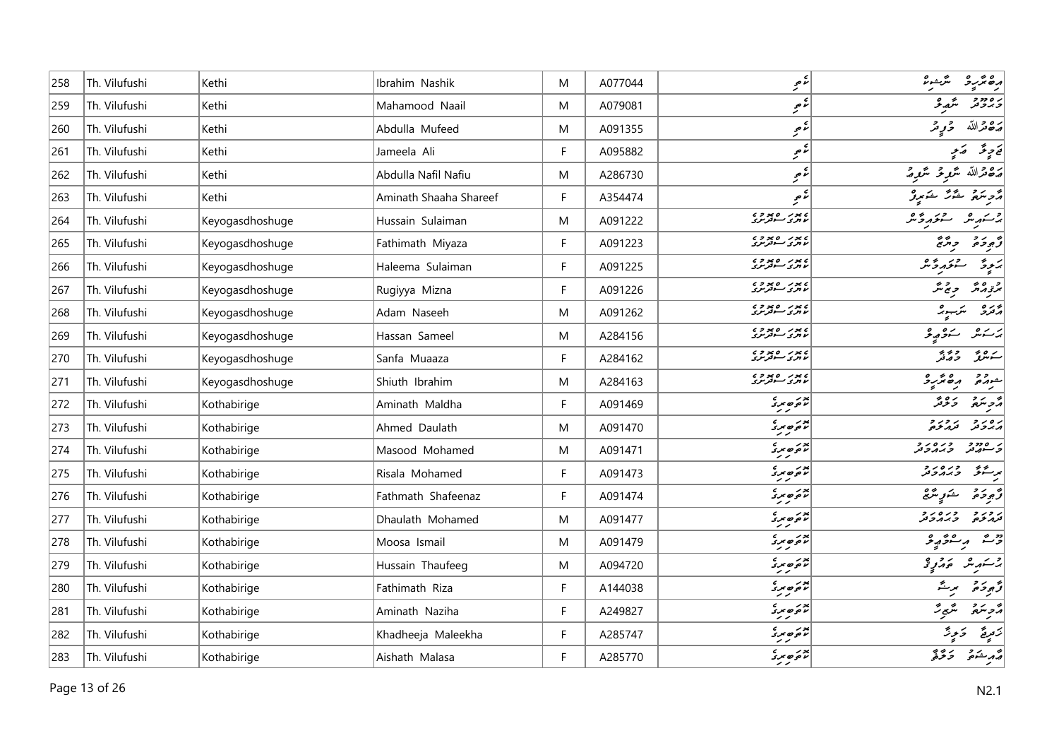| 258 | Th. Vilufushi | Kethi | Ibrahim Nashik | M | A077044 | ކެތި | އިބްރާހީމް ނާޝިކް |
|---|---|---|---|---|---|---|---|
| 259 | Th. Vilufushi | Kethi | Mahamood Naail | M | A079081 | ކެތި | މަހުމޫދު ނާއިލް |
| 260 | Th. Vilufushi | Kethi | Abdulla Mufeed | M | A091355 | ކެތި | އަބްދުﷲ މުފީދު |
| 261 | Th. Vilufushi | Kethi | Jameela Ali | F | A095882 | ކެތި | ޖަމީލާ ޢަލީ |
| 262 | Th. Vilufushi | Kethi | Abdulla Nafil Nafiu | M | A286730 | ކެތި | އަބްދުﷲ ނާފިލް ނާފިޢު |
| 263 | Th. Vilufushi | Kethi | Aminath Shaaha Shareef | F | A354474 | ކެތި | އާމިނަތު ޝާހާ ޝަރީފް |
| 264 | Th. Vilufushi | Keyogasdhoshuge | Hussain Sulaiman | M | A091222 | ކެޔޮގަސްދޮށުގެ | ހުސައިން ސުލައިމާން |
| 265 | Th. Vilufushi | Keyogasdhoshuge | Fathimath Miyaza | F | A091223 | ކެޔޮގަސްދޮށުގެ | ފާތިމަތު މިޔާޒާ |
| 266 | Th. Vilufushi | Keyogasdhoshuge | Haleema Sulaiman | F | A091225 | ކެޔޮގަސްދޮށުގެ | ހަލީމާ ސުލައިމާން |
| 267 | Th. Vilufushi | Keyogasdhoshuge | Rugiyya Mizna | F | A091226 | ކެޔޮގަސްދޮށުގެ | ރުގިއްޔާ މިޒްނާ |
| 268 | Th. Vilufushi | Keyogasdhoshuge | Adam Naseeh | M | A091262 | ކެޔޮގަސްދޮށުގެ | އާދަމް ނަސީހު |
| 269 | Th. Vilufushi | Keyogasdhoshuge | Hassan Sameel | M | A284156 | ކެޔޮގަސްދޮށުގެ | ހަސަން ސަމީލް |
| 270 | Th. Vilufushi | Keyogasdhoshuge | Sanfa Muaaza | F | A284162 | ކެޔޮގަސްދޮށުގެ | ސަންފާ މުޢާޒާ |
| 271 | Th. Vilufushi | Keyogasdhoshuge | Shiuth Ibrahim | M | A284163 | ކެޔޮގަސްދޮށުގެ | ޝިޢުތު އިބްރާހީމް |
| 272 | Th. Vilufushi | Kothabirige | Aminath Maldha | F | A091469 | ކޮތަބިރިގެ | އާމިނަތު މަލްދާ |
| 273 | Th. Vilufushi | Kothabirige | Ahmed Daulath | M | A091470 | ކޮތަބިރިގެ | އަޙްމަދު ދައުލަތު |
| 274 | Th. Vilufushi | Kothabirige | Masood Mohamed | M | A091471 | ކޮތަބިރިގެ | މަސްޢޫދު މުޙައްމަދު |
| 275 | Th. Vilufushi | Kothabirige | Risala Mohamed | F | A091473 | ކޮތަބިރިގެ | ރިސާލާ މުޙައްމަދު |
| 276 | Th. Vilufushi | Kothabirige | Fathmath Shafeenaz | F | A091474 | ކޮތަބިރިގެ | ފާތުމަތު ޝަފީނާޒް |
| 277 | Th. Vilufushi | Kothabirige | Dhaulath Mohamed | M | A091477 | ކޮތަބިރިގެ | ދައުލަތު މުޙައްމަދު |
| 278 | Th. Vilufushi | Kothabirige | Moosa Ismail | M | A091479 | ކޮތަބިރިގެ | މޫސާ އިސްމާޢީލް |
| 279 | Th. Vilufushi | Kothabirige | Hussain Thaufeeg | M | A094720 | ކޮތަބިރިގެ | ހުސައިން ތައުފީގު |
| 280 | Th. Vilufushi | Kothabirige | Fathimath Riza | F | A144038 | ކޮތަބިރިގެ | ފާތިމަތު ރިޟާ |
| 281 | Th. Vilufushi | Kothabirige | Aminath Naziha | F | A249827 | ކޮތަބިރިގެ | އާމިނަތު ނާޒިހާ |
| 282 | Th. Vilufushi | Kothabirige | Khadheeja Maleekha | F | A285747 | ކޮތަބިރިގެ | ޚަދީޖާ މަލީޚާ |
| 283 | Th. Vilufushi | Kothabirige | Aishath Malasa | F | A285770 | ކޮތަބިރިގެ | ޢާއިޝަތު މަލާސާ |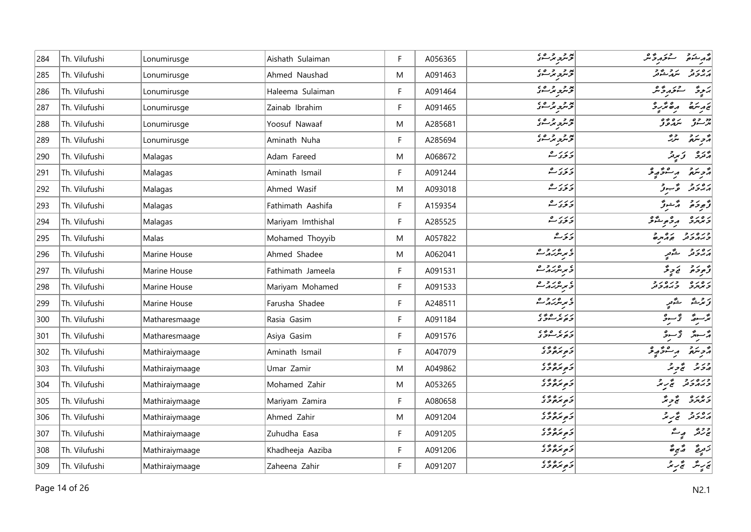| 284 | Th. Vilufushi | Lonumirusge | Aishath Sulaiman | F | A056365 | ترسرىرىرسى | ەرشەم سىزمرىسى |
|---|---|---|---|---|---|---|---|
| 285 | Th. Vilufushi | Lonumirusge | Ahmed Naushad | M | A091463 | ترسرىرىرسى | ەرەدو سەشەر |
| 286 | Th. Vilufushi | Lonumirusge | Haleema Sulaiman | F | A091464 | ترسرىرىرسى | ەرەد سىزمرىسى |
| 287 | Th. Vilufushi | Lonumirusge | Zainab Ibrahim | F | A091465 | ترسرىرىرسى | ىمرىرە رەترىرو |
| 288 | Th. Vilufushi | Lonumirusge | Yoosuf Nawaaf | M | A285681 | ترسرىرىرسى | مرسىز سرەوو |
| 289 | Th. Vilufushi | Lonumirusge | Aminath Nuha | F | A285694 | ترسرىرىرسى | ەرسىرە سرى |
| 290 | Th. Vilufushi | Malagas | Adam Fareed | M | A068672 | ىرىرس | ەترو ىرىرى |
| 291 | Th. Vilufushi | Malagas | Aminath Ismail | F | A091244 | ىرىرس | ەرسىرە رسوەرى |
| 292 | Th. Vilufushi | Malagas | Ahmed Wasif | M | A093018 | ىرىرس | ەرەدو ەسو |
| 293 | Th. Vilufushi | Malagas | Fathimath Aashifa | F | A159354 | ىرىرس | ەرەم ەشىرو |
| 294 | Th. Vilufushi | Malagas | Mariyam Imthishal | F | A285525 | ىرىرس | ىرىرە رىرىشىو |
| 295 | Th. Vilufushi | Malas | Mohamed Thoyyib | M | A057822 | ىرىس | درەرد رەرە |
| 296 | Th. Vilufushi | Marine House | Ahmed Shadee | M | A062041 | ىرسرىرەس | ەرەدو شەر |
| 297 | Th. Vilufushi | Marine House | Fathimath Jameela | F | A091531 | ىرسرىرەس | ەرەم ىرىرى |
| 298 | Th. Vilufushi | Marine House | Mariyam Mohamed | F | A091533 | ىرسرىرەس | ىرىرە درەرد |
| 299 | Th. Vilufushi | Marine House | Farusha Shadee | F | A248511 | ىرسرىرەس | ىرىرشە شەر |
| 300 | Th. Vilufushi | Matharesmaage | Rasia Gasim | F | A091184 | ىرىرسىرى | ىرسىر ىرسىو |
| 301 | Th. Vilufushi | Matharesmaage | Asiya Gasim | F | A091576 | ىرىرسىرى | ەسىر ىرسىو |
| 302 | Th. Vilufushi | Mathiraiymaage | Aminath Ismail | F | A047079 | ىرىرەرى | ەرسىرە رسوەرى |
| 303 | Th. Vilufushi | Mathiraiymaage | Umar Zamir | M | A049862 | ىرىرەرى | ەرىر ىرىر |
| 304 | Th. Vilufushi | Mathiraiymaage | Mohamed Zahir | M | A053265 | ىرىرەرى | درەرد ىرىر |
| 305 | Th. Vilufushi | Mathiraiymaage | Mariyam Zamira | F | A080658 | ىرىرەرى | ىرىرە ىرىرى |
| 306 | Th. Vilufushi | Mathiraiymaage | Ahmed Zahir | M | A091204 | ىرىرەرى | ەرەدو ىرىر |
| 307 | Th. Vilufushi | Mathiraiymaage | Zuhudha Easa | F | A091205 | ىرىرەرى | ىرىر رسى |
| 308 | Th. Vilufushi | Mathiraiymaage | Khadheeja Aaziba | F | A091206 | ىرىرەرى | ىرىرى ەىرە |
| 309 | Th. Vilufushi | Mathiraiymaage | Zaheena Zahir | F | A091207 | ىرىرەرى | ىرىرس ىرىر |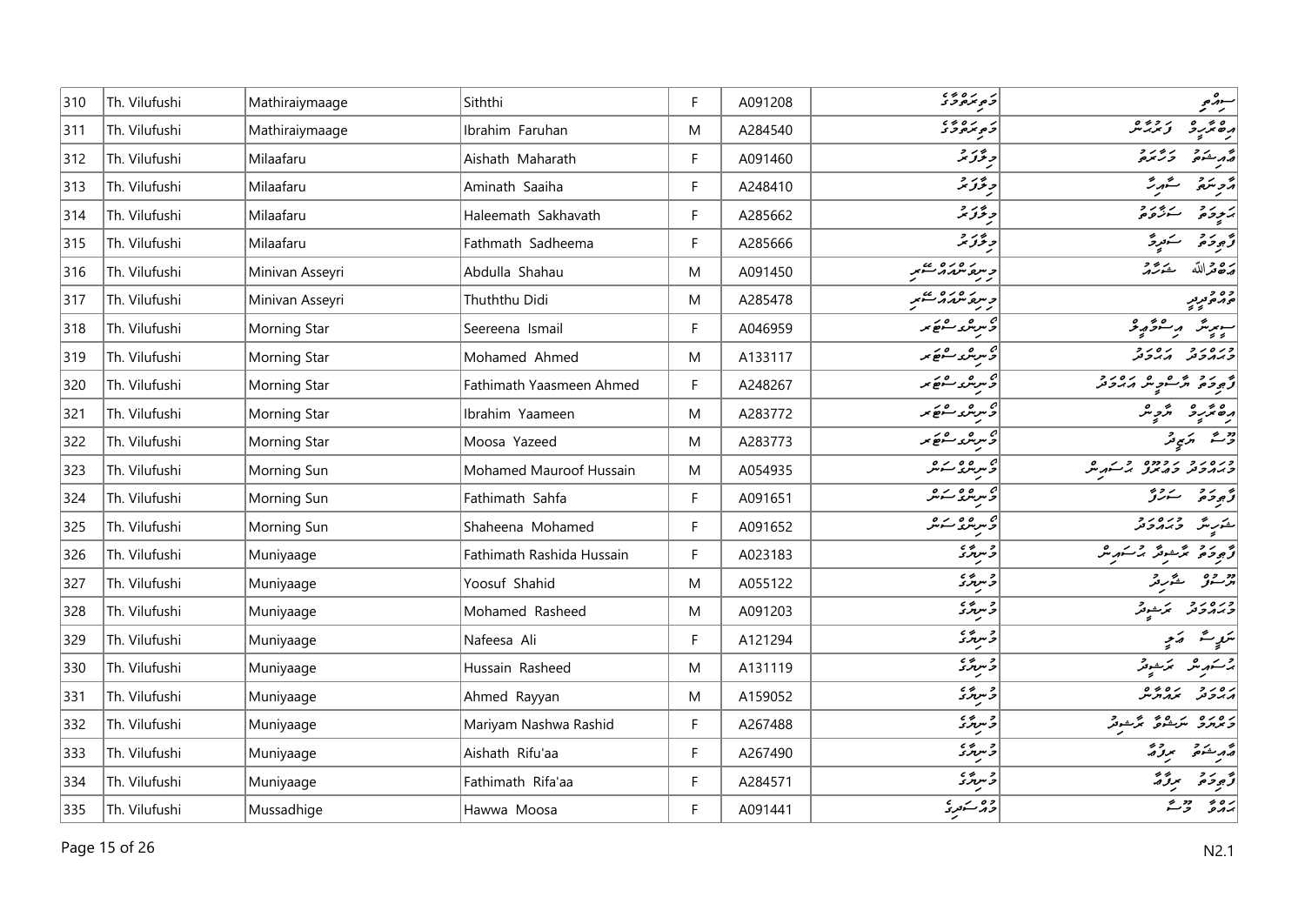| 310 | Th. Vilufushi | Mathiraiymaage | Siththi | F | A091208 | ވަތިރައިމާގެ | ސިއްތި |
|---|---|---|---|---|---|---|---|
| 311 | Th. Vilufushi | Mathiraiymaage | Ibrahim Faruhan | M | A284540 | ވަތިރައިމާގެ | އިބްރާހީމް ފަރުހާން |
| 312 | Th. Vilufushi | Milaafaru | Aishath Maharath | F | A091460 | މިލާފަރު | އާއިޝަތު މަހާރަތު |
| 313 | Th. Vilufushi | Milaafaru | Aminath Saaiha | F | A248410 | މިލާފަރު | އާމިނަތު ސާއިހާ |
| 314 | Th. Vilufushi | Milaafaru | Haleemath Sakhavath | F | A285662 | މިލާފަރު | ހަލީމަތު ސަޚާވަތު |
| 315 | Th. Vilufushi | Milaafaru | Fathmath Sadheema | F | A285666 | މިލާފަރު | ފާތިމަތު ސަދީމާ |
| 316 | Th. Vilufushi | Minivan Asseyri | Abdulla Shahau | M | A091450 | މިނިވަންއައްސޭރި | އަބްދުﷲ ޝަހާއު |
| 317 | Th. Vilufushi | Minivan Asseyri | Thuththu Didi | M | A285478 | މިނިވަންއައްސޭރި | ތުއްތުދީދީ |
| 318 | Th. Vilufushi | Morning Star | Seereena Ismail | F | A046959 | މޯނިންގ ސްޓާރ | ސީރީނާ އިސްމާޢީލް |
| 319 | Th. Vilufushi | Morning Star | Mohamed Ahmed | M | A133117 | މޯނިންގ ސްޓާރ | މުޙައްމަދު އަޙްމަދު |
| 320 | Th. Vilufushi | Morning Star | Fathimath Yaasmeen Ahmed | F | A248267 | މޯނިންގ ސްޓާރ | ފާތިމަތު ޔާސްމީން އަޙްމަދު |
| 321 | Th. Vilufushi | Morning Star | Ibrahim Yaameen | M | A283772 | މޯނިންގ ސްޓާރ | އިބްރާހީމް ޔާމީން |
| 322 | Th. Vilufushi | Morning Star | Moosa Yazeed | M | A283773 | މޯނިންގ ސްޓާރ | މޫސާ ޔަޒީދު |
| 323 | Th. Vilufushi | Morning Sun | Mohamed Mauroof Hussain | M | A054935 | މޯނިންގ ސަން | މުޙައްމަދު މައުރޫފް ހުސައިން |
| 324 | Th. Vilufushi | Morning Sun | Fathimath Sahfa | F | A091651 | މޯނިންގ ސަން | ފާތިމަތު ސަހުފާ |
| 325 | Th. Vilufushi | Morning Sun | Shaheena Mohamed | F | A091652 | މޯނިންގ ސަން | ޝަހީނާ މުޙައްމަދު |
| 326 | Th. Vilufushi | Muniyaage | Fathimath Rashida Hussain | F | A023183 | މުނިޔާގެ | ފާތިމަތު ރާޝިދާ ހުސައިން |
| 327 | Th. Vilufushi | Muniyaage | Yoosuf Shahid | M | A055122 | މުނިޔާގެ | ޔޫސުފް ޝާހިދު |
| 328 | Th. Vilufushi | Muniyaage | Mohamed Rasheed | M | A091203 | މުނިޔާގެ | މުޙައްމަދު ރަޝީދު |
| 329 | Th. Vilufushi | Muniyaage | Nafeesa Ali | F | A121294 | މުނިޔާގެ | ނަފީސާ ޢަލި |
| 330 | Th. Vilufushi | Muniyaage | Hussain Rasheed | M | A131119 | މުނިޔާގެ | ހުސައިން ރަޝީދު |
| 331 | Th. Vilufushi | Muniyaage | Ahmed Rayyan | M | A159052 | މުނިޔާގެ | އަޙްމަދު ރައްޔާން |
| 332 | Th. Vilufushi | Muniyaage | Mariyam Nashwa Rashid | F | A267488 | މުނިޔާގެ | މަރިޔަމް ނަޝްވާ ރާޝިދު |
| 333 | Th. Vilufushi | Muniyaage | Aishath Rifu'aa | F | A267490 | މުނިޔާގެ | އާއިޝަތު ރިފުޢާ |
| 334 | Th. Vilufushi | Muniyaage | Fathimath Rifa'aa | F | A284571 | މުނިޔާގެ | ފާތިމަތު ރިފާޢާ |
| 335 | Th. Vilufushi | Mussadhige | Hawwa Moosa | F | A091441 | މުއްސަދިގެ | ހައްވާ މޫސާ |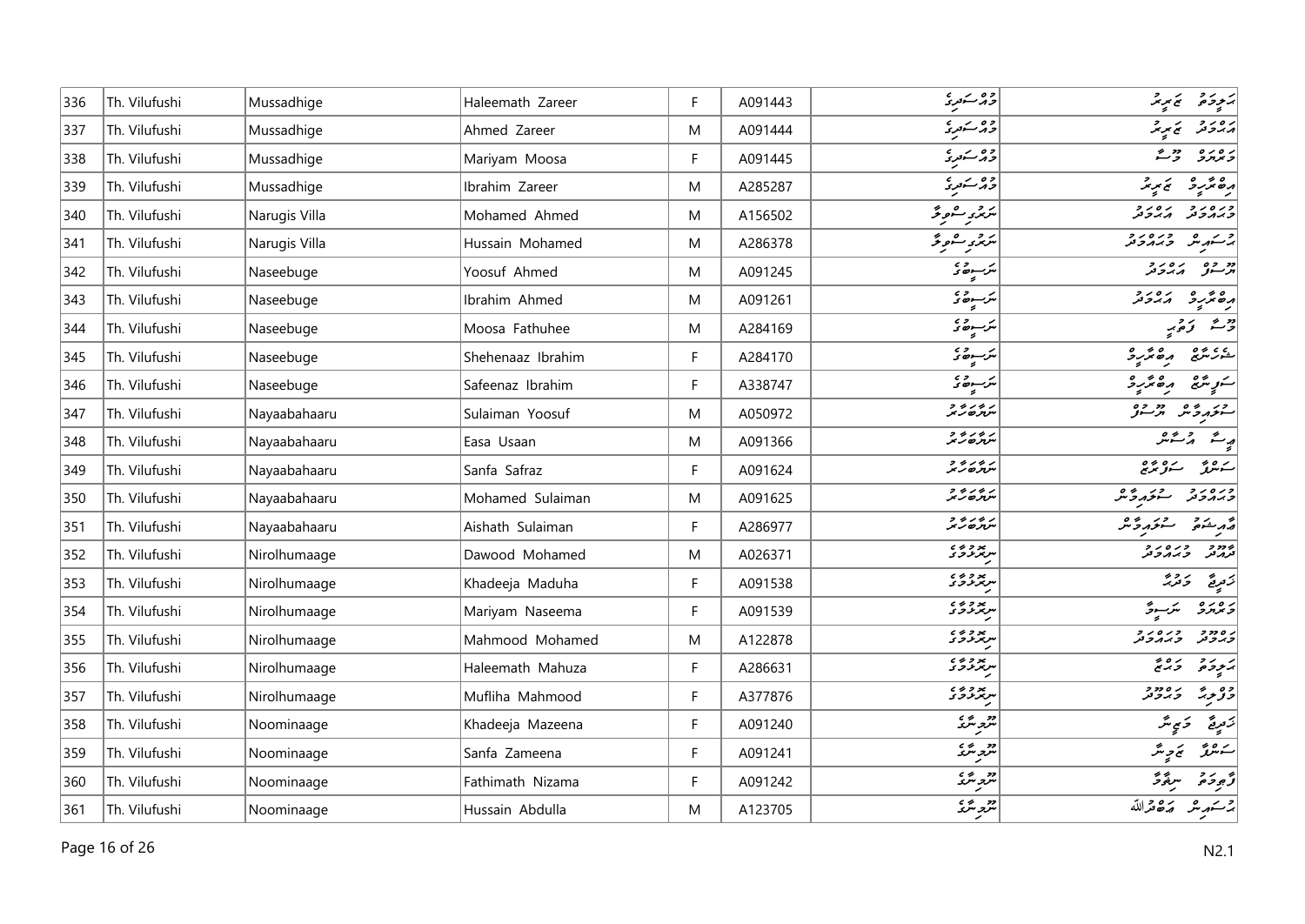| 336 | Th. Vilufushi | Mussadhige | Haleemath Zareer | F | A091443 | މުއްސަދިގެ | ހަލީމަތު ޒަރީރު |
|---|---|---|---|---|---|---|---|
| 337 | Th. Vilufushi | Mussadhige | Ahmed Zareer | M | A091444 | މުއްސަދިގެ | އަޙްމަދު ޒަރީރު |
| 338 | Th. Vilufushi | Mussadhige | Mariyam Moosa | F | A091445 | މުއްސަދިގެ | މަރިޔަމް މޫސާ |
| 339 | Th. Vilufushi | Mussadhige | Ibrahim Zareer | M | A285287 | މުއްސަދިގެ | އިބްރާހީމް ޒަރީރު |
| 340 | Th. Vilufushi | Narugis Villa | Mohamed Ahmed | M | A156502 | ނަރުގިސްވިލާ | މުޙައްމަދު އަޙްމަދު |
| 341 | Th. Vilufushi | Narugis Villa | Hussain Mohamed | M | A286378 | ނަރުގިސްވިލާ | ޙުސައިން މުޙައްމަދު |
| 342 | Th. Vilufushi | Naseebuge | Yoosuf Ahmed | M | A091245 | ނަސީބުގެ | ޔޫސުފް އަޙްމަދު |
| 343 | Th. Vilufushi | Naseebuge | Ibrahim Ahmed | M | A091261 | ނަސީބުގެ | އިބްރާހީމް އަޙްމަދު |
| 344 | Th. Vilufushi | Naseebuge | Moosa Fathuhee | M | A284169 | ނަސީބުގެ | މޫސާ ފަތުހީ |
| 345 | Th. Vilufushi | Naseebuge | Shehenaaz Ibrahim | F | A284170 | ނަސީބުގެ | ޝެހެނާޒް އިބްރާހީމް |
| 346 | Th. Vilufushi | Naseebuge | Safeenaz Ibrahim | F | A338747 | ނަސީބުގެ | ސަފީނާޒް އިބްރާހީމް |
| 347 | Th. Vilufushi | Nayaabahaaru | Sulaiman Yoosuf | M | A050972 | ނަޔާބަހާރު | ސުލައިމާން ޔޫސުފް |
| 348 | Th. Vilufushi | Nayaabahaaru | Easa Usaan | M | A091366 | ނަޔާބަހާރު | ޢީސާ އުސާން |
| 349 | Th. Vilufushi | Nayaabahaaru | Sanfa Safraz | F | A091624 | ނަޔާބަހާރު | ސަންފާ ސަފްރާޒް |
| 350 | Th. Vilufushi | Nayaabahaaru | Mohamed Sulaiman | M | A091625 | ނަޔާބަހާރު | މުޙައްމަދު ސުލައިމާން |
| 351 | Th. Vilufushi | Nayaabahaaru | Aishath Sulaiman | F | A286977 | ނަޔާބަހާރު | ޢާއިޝަތު ސުލައިމާން |
| 352 | Th. Vilufushi | Nirolhumaage | Dawood Mohamed | M | A026371 | ނިރޮޅުމާގެ | ދާއޫދު މުޙައްމަދު |
| 353 | Th. Vilufushi | Nirolhumaage | Khadeeja Maduha | F | A091538 | ނިރޮޅުމާގެ | ޚަދީޖާ މަދުހާ |
| 354 | Th. Vilufushi | Nirolhumaage | Mariyam Naseema | F | A091539 | ނިރޮޅުމާގެ | މަރިޔަމް ނަސީމާ |
| 355 | Th. Vilufushi | Nirolhumaage | Mahmood Mohamed | M | A122878 | ނިރޮޅުމާގެ | މަޙްމޫދު މުޙައްމަދު |
| 356 | Th. Vilufushi | Nirolhumaage | Haleemath Mahuza | F | A286631 | ނިރޮޅުމާގެ | ހަލީމަތު މަހުޒާ |
| 357 | Th. Vilufushi | Nirolhumaage | Mufliha Mahmood | F | A377876 | ނިރޮޅުމާގެ | މުފްލިހާ މަޙްމޫދު |
| 358 | Th. Vilufushi | Noominaage | Khadeeja Mazeena | F | A091240 | ނޫމިނާގެ | ޚަދީޖާ މަޒީނާ |
| 359 | Th. Vilufushi | Noominaage | Sanfa Zameena | F | A091241 | ނޫމިނާގެ | ސަންފާ ޒަމީނާ |
| 360 | Th. Vilufushi | Noominaage | Fathimath Nizama | F | A091242 | ނޫމިނާގެ | ފާތިމަތު ނިޒާމާ |
| 361 | Th. Vilufushi | Noominaage | Hussain Abdulla | M | A123705 | ނޫމިނާގެ | ޙުސައިން އަބްދުﷲ |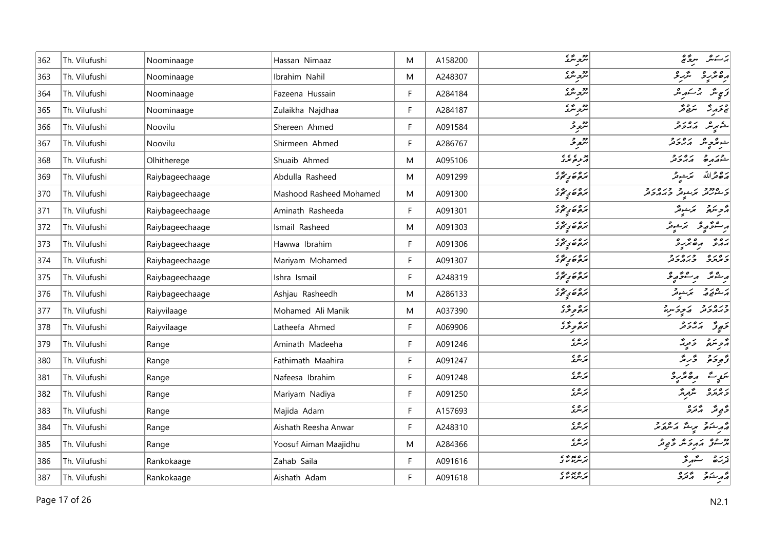| 362 | Th. Vilufushi | Noominaage | Hassan Nimaaz | M | A158200 | ނޫމިނާގެ | ހަސަން ނިމާޒް |
|---|---|---|---|---|---|---|---|
| 363 | Th. Vilufushi | Noominaage | Ibrahim Nahil | M | A248307 | ނޫމިނާގެ | އިބްރާހީމް ނާހިލް |
| 364 | Th. Vilufushi | Noominaage | Fazeena Hussain | F | A284184 | ނޫމިނާގެ | ފަޒީނާ ހުސައިން |
| 365 | Th. Vilufushi | Noominaage | Zulaikha Najdhaa | F | A284187 | ނޫމިނާގެ | ޒުލައިޚާ ނަޖްދާ |
| 366 | Th. Vilufushi | Noovilu | Shereen Ahmed | F | A091584 | ނޫވިލު | ޝެރީން އަހްމަދު |
| 367 | Th. Vilufushi | Noovilu | Shirmeen Ahmed | F | A286767 | ނޫވިލު | ޝިރްމީން އަހްމަދު |
| 368 | Th. Vilufushi | Olhitherege | Shuaib Ahmed | M | A095106 | އޮޅިތެރެގެ | ޝުއައިބު އަހްމަދު |
| 369 | Th. Vilufushi | Raiybageechaage | Abdulla Rasheed | M | A091299 | ރައްބަގީޗާގެ | އަބްދުﷲ ރަޝީދު |
| 370 | Th. Vilufushi | Raiybageechaage | Mashood Rasheed Mohamed | M | A091300 | ރައްބަގީޗާގެ | މަޝްހޫދު ރަޝީދު މުހައްމަދު |
| 371 | Th. Vilufushi | Raiybageechaage | Aminath Rasheeda | F | A091301 | ރައްބަގީޗާގެ | އާމިނަތު ރަޝީދާ |
| 372 | Th. Vilufushi | Raiybageechaage | Ismail Rasheed | M | A091303 | ރައްބަގީޗާގެ | އިސްމާއީލް ރަޝީދު |
| 373 | Th. Vilufushi | Raiybageechaage | Hawwa Ibrahim | F | A091306 | ރައްބަގީޗާގެ | ހައްވާ އިބްރާހީމް |
| 374 | Th. Vilufushi | Raiybageechaage | Mariyam Mohamed | F | A091307 | ރައްބަގީޗާގެ | މަރްޔަމް މުހައްމަދު |
| 375 | Th. Vilufushi | Raiybageechaage | Ishra Ismail | F | A248319 | ރައްބަގީޗާގެ | އިޝްރާ އިސްމާއީލް |
| 376 | Th. Vilufushi | Raiybageechaage | Ashjau Rasheedh | M | A286133 | ރައްބަގީޗާގެ | އަޝްޖައު ރަޝީދު |
| 377 | Th. Vilufushi | Raiyvilaage | Mohamed Ali Manik | M | A037390 | ރައްވިލާގެ | މުހައްމަދު އަލިމަނިކު |
| 378 | Th. Vilufushi | Raiyvilaage | Latheefa Ahmed | F | A069906 | ރައްވިލާގެ | ލަތީފާ އަހްމަދު |
| 379 | Th. Vilufushi | Range | Aminath Madeeha | F | A091246 | ރަންގެ | އާމިނަތު މަދީހާ |
| 380 | Th. Vilufushi | Range | Fathimath Maahira | F | A091247 | ރަންގެ | ފާތިމަތު މާހިރާ |
| 381 | Th. Vilufushi | Range | Nafeesa Ibrahim | F | A091248 | ރަންގެ | ނަފީސާ އިބްރާހީމް |
| 382 | Th. Vilufushi | Range | Mariyam Nadiya | F | A091250 | ރަންގެ | މަރްޔަމް ނާދިޔާ |
| 383 | Th. Vilufushi | Range | Majida Adam | F | A157693 | ރަންގެ | މާޖިދާ އާދަމް |
| 384 | Th. Vilufushi | Range | Aishath Reesha Anwar | F | A248310 | ރަންގެ | އައިޝަތު ރީޝާ އަންވަރު |
| 385 | Th. Vilufushi | Range | Yoosuf Aiman Maajidhu | M | A284366 | ރަންގެ | ޔޫސުފް އައިމަން މާޖިދު |
| 386 | Th. Vilufushi | Rankokaage | Zahab Saila | F | A091616 | ރަންކޮކާގެ | ޒަހަބް ސާއިލާ |
| 387 | Th. Vilufushi | Rankokaage | Aishath Adam | F | A091618 | ރަންކޮކާގެ | އައިޝަތު އާދަމް |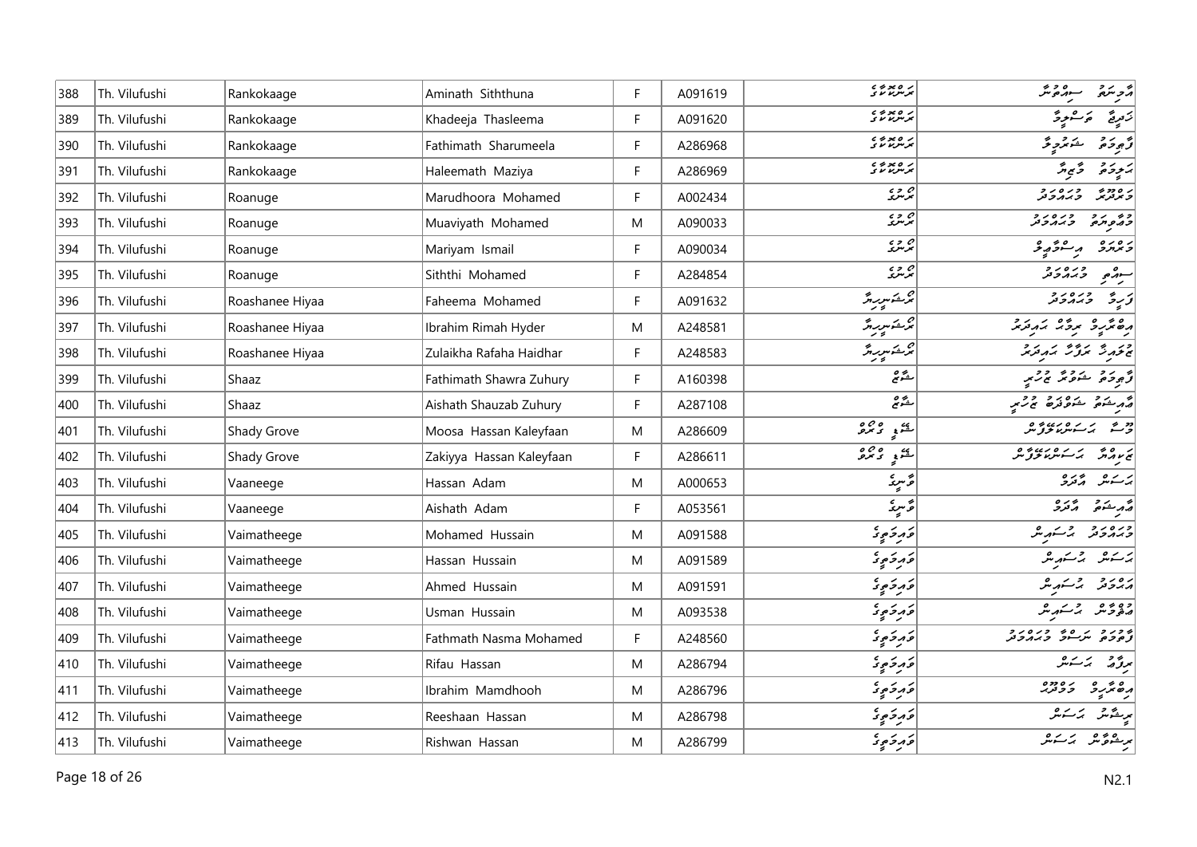| 388 | Th. Vilufushi | Rankokaage | Aminath Siththuna | F | A091619 | ރަންކޮކާގެ | އާމިނަތު ސިއްތުނާ |
|---|---|---|---|---|---|---|---|
| 389 | Th. Vilufushi | Rankokaage | Khadeeja Thasleema | F | A091620 | ރަންކޮކާގެ | ޚަދީޖާ ތަސްލީމާ |
| 390 | Th. Vilufushi | Rankokaage | Fathimath Sharumeela | F | A286968 | ރަންކޮކާގެ | ފާތިމަތު ޝަރުމީލާ |
| 391 | Th. Vilufushi | Rankokaage | Haleemath Maziya | F | A286969 | ރަންކޮކާގެ | ހަލީމަތު މާޒިޔާ |
| 392 | Th. Vilufushi | Roanuge | Marudhoora Mohamed | F | A002434 | ރޯނުގެ | މަރުދޫރާ މުހައްމަދު |
| 393 | Th. Vilufushi | Roanuge | Muaviyath Mohamed | M | A090033 | ރޯނުގެ | މުއާވިޔަތު މުހައްމަދު |
| 394 | Th. Vilufushi | Roanuge | Mariyam Ismail | F | A090034 | ރޯނުގެ | މަރިޔަމް އިސްމާއީލް |
| 395 | Th. Vilufushi | Roanuge | Siththi Mohamed | F | A284854 | ރޯނުގެ | ސިއްތި މުހައްމަދު |
| 396 | Th. Vilufushi | Roashanee Hiyaa | Faheema Mohamed | F | A091632 | ރޯޝަނީހިޔާ | ފަހީމާ މުހައްމަދު |
| 397 | Th. Vilufushi | Roashanee Hiyaa | Ibrahim Rimah Hyder | M | A248581 | ރޯޝަނީހިޔާ | އިބްރާހީމް ރިމާހް ހައިދަރު |
| 398 | Th. Vilufushi | Roashanee Hiyaa | Zulaikha Rafaha Haidhar | F | A248583 | ރޯޝަނީހިޔާ | ޒުލައިޚާ ރަފާހާ ހައިދަރު |
| 399 | Th. Vilufushi | Shaaz | Fathimath Shawra Zuhury | F | A160398 | ޝާޒް | ފާތިމަތު ޝަވްރާ ޒުހުރީ |
| 400 | Th. Vilufushi | Shaaz | Aishath Shauzab Zuhury | F | A287108 | ޝާޒް | އާއިޝަތު ޝައުޒަބް ޒުހުރީ |
| 401 | Th. Vilufushi | Shady Grove | Moosa Hassan Kaleyfaan | M | A286609 | ޝޭޑީ ގްރޯވް | މޫސާ ހަސަންކަލޭފާން |
| 402 | Th. Vilufushi | Shady Grove | Zakiyya Hassan Kaleyfaan | F | A286611 | ޝޭޑީ ގްރޯވް | ޒަކިއްޔާ ހަސަންކަލޭފާން |
| 403 | Th. Vilufushi | Vaaneege | Hassan Adam | M | A000653 | ވާނީގެ | ހަސަން އާދަމް |
| 404 | Th. Vilufushi | Vaaneege | Aishath Adam | F | A053561 | ވާނީގެ | އާއިޝަތު އާދަމް |
| 405 | Th. Vilufushi | Vaimatheege | Mohamed Hussain | M | A091588 | ވައިމަތީގެ | މުހައްމަދު ހުސައިން |
| 406 | Th. Vilufushi | Vaimatheege | Hassan Hussain | M | A091589 | ވައިމަތީގެ | ހަސަން ހުސައިން |
| 407 | Th. Vilufushi | Vaimatheege | Ahmed Hussain | M | A091591 | ވައިމަތީގެ | އަހްމަދު ހުސައިން |
| 408 | Th. Vilufushi | Vaimatheege | Usman Hussain | M | A093538 | ވައިމަތީގެ | އުސްމާން ހުސައިން |
| 409 | Th. Vilufushi | Vaimatheege | Fathmath Nasma Mohamed | F | A248560 | ވައިމަތީގެ | ފާތުމަތު ނަސްމާ މުހައްމަދު |
| 410 | Th. Vilufushi | Vaimatheege | Rifau Hassan | M | A286794 | ވައިމަތީގެ | ރިފާއު ހަސަން |
| 411 | Th. Vilufushi | Vaimatheege | Ibrahim Mamdhooh | M | A286796 | ވައިމަތީގެ | އިބްރާހީމް މަމްދޫހު |
| 412 | Th. Vilufushi | Vaimatheege | Reeshaan Hassan | M | A286798 | ވައިމަތީގެ | ރީޝާން ހަސަން |
| 413 | Th. Vilufushi | Vaimatheege | Rishwan Hassan | M | A286799 | ވައިމަތީގެ | ރިޝްވާން ހަސަން |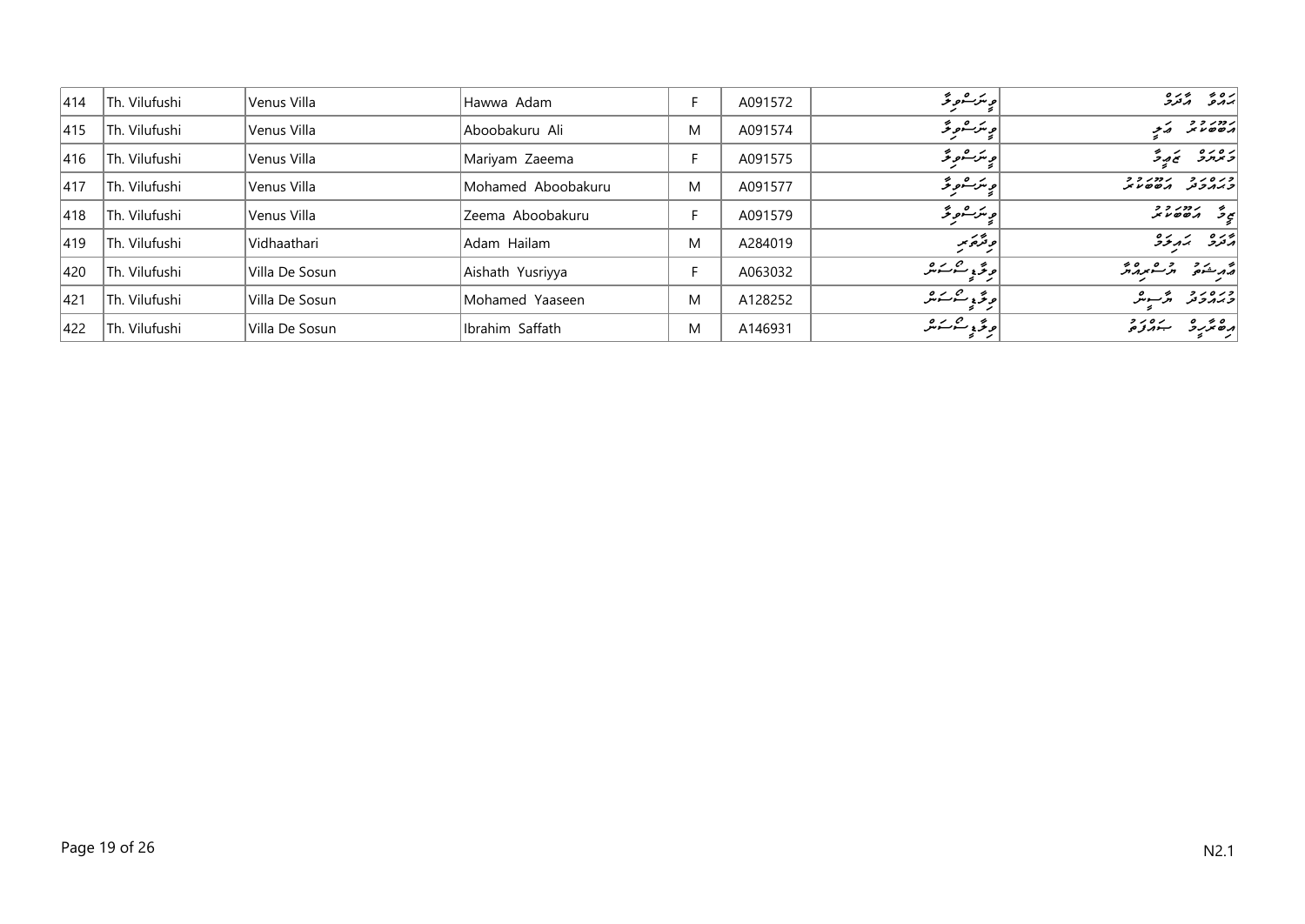| 414 | Th. Vilufushi | Venus Villa | Hawwa Adam | F | A091572 | ވީނަސްވިލާ | ހައްވާ އާދަމް |
|---|---|---|---|---|---|---|---|
| 415 | Th. Vilufushi | Venus Villa | Aboobakuru Ali | M | A091574 | ވީނަސްވިލާ | އަބޫބަކުރު ޢަލި |
| 416 | Th. Vilufushi | Venus Villa | Mariyam Zaeema | F | A091575 | ވީނަސްވިލާ | މަރިޔަމް ޒަޢީމާ |
| 417 | Th. Vilufushi | Venus Villa | Mohamed Aboobakuru | M | A091577 | ވީނަސްވިލާ | މުޙައްމަދު އަބޫބަކުރު |
| 418 | Th. Vilufushi | Venus Villa | Zeema Aboobakuru | F | A091579 | ވީނަސްވިލާ | ޒީމާ އަބޫބަކުރު |
| 419 | Th. Vilufushi | Vidhaathari | Adam Hailam | M | A284019 | ވިދާތަރި | އާދަމް ހައިލަމް |
| 420 | Th. Vilufushi | Villa De Sosun | Aishath Yusriyya | F | A063032 | ވިލާޑީސޯސަން | އައިޝަތު ޔުސްރިއްޔާ |
| 421 | Th. Vilufushi | Villa De Sosun | Mohamed Yaaseen | M | A128252 | ވިލާޑީސޯސަން | މުޙައްމަދު ޔާސީން |
| 422 | Th. Vilufushi | Villa De Sosun | Ibrahim Saffath | M | A146931 | ވިލާޑީސޯސަން | އިބްރާހީމް ސައްފާތު |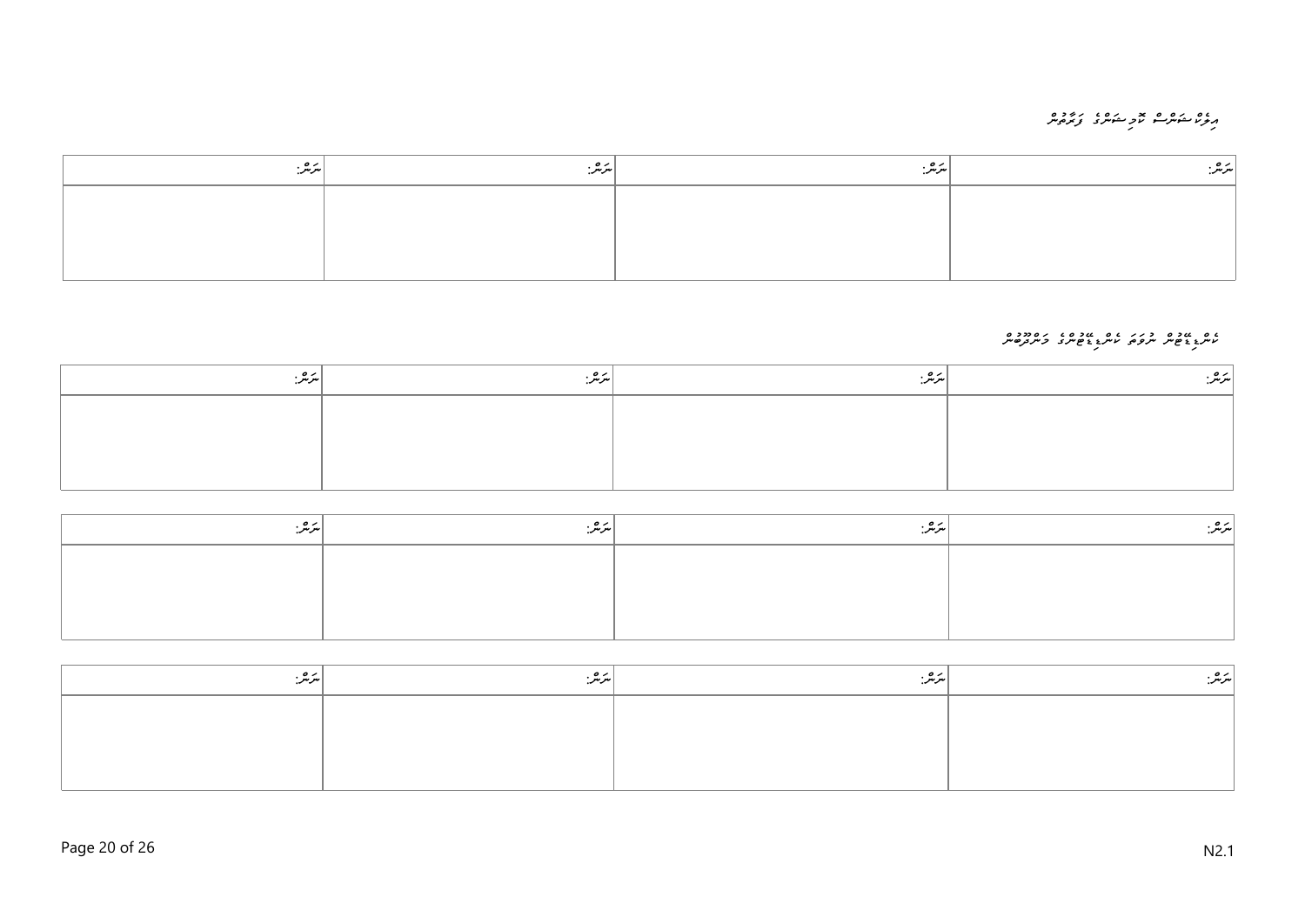# ދިވެހިބަސް ކޮލިޓީ ފަހުމް

| ނަންބަރު: | ނަންބަރު: | ނަންބަރު: | ނަންބަރު: |
|---|---|---|---|
| | | | |

## ކުރިމަތިލި ފަރާތް ހޯދުނު ވަރާއި ފަހުމް

| ނަންބަރު: | ނަންބަރު: | ނަންބަރު: | ނަންބަރު: |
|---|---|---|---|
| | | | |

| ނަންބަރު: | ނަންބަރު: | ނަންބަރު: | ނަންބަރު: |
|---|---|---|---|
| | | | |

| ނަންބަރު: | ނަންބަރު: | ނަންބަރު: | ނަންބަރު: |
|---|---|---|---|
| | | | |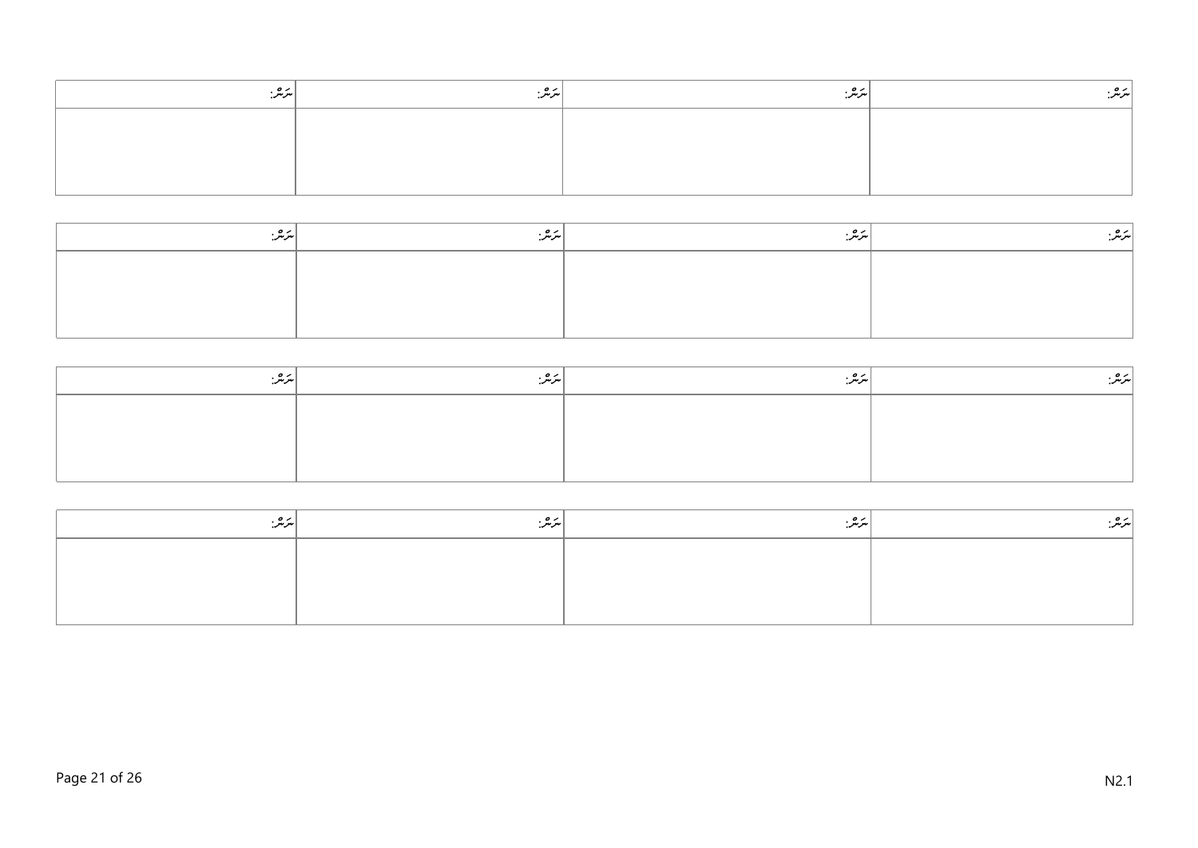| ނަރަދު: | ނަރަދު: | ނަރަދު: | ނަރަދު: |
| --- | --- | --- | --- |
| | | | |

| ނަރަދު: | ނަރަދު: | ނަރަދު: | ނަރަދު: |
| --- | --- | --- | --- |
| | | | |

| ނަރަދު: | ނަރަދު: | ނަރަދު: | ނަރަދު: |
| --- | --- | --- | --- |
| | | | |

| ނަރަދު: | ނަރަދު: | ނަރަދު: | ނަރަދު: |
| --- | --- | --- | --- |
| | | | |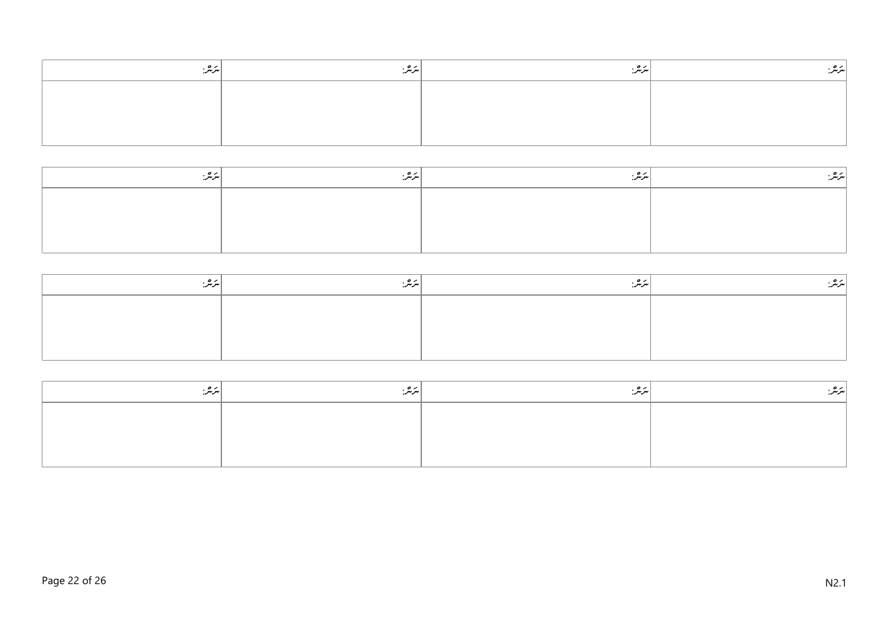| ނަރުދ: | ނަރުދ: | ނަރުދ: | ނަރުދ: |
| --- | --- | --- | --- |
| | | | |

| ނަރުދ: | ނަރުދ: | ނަރުދ: | ނަރުދ: |
| --- | --- | --- | --- |
| | | | |

| ނަރުދ: | ނަރުދ: | ނަރުދ: | ނަރުދ: |
| --- | --- | --- | --- |
| | | | |

| ނަރުދ: | ނަރުދ: | ނަރުދ: | ނަރުދ: |
| --- | --- | --- | --- |
| | | | |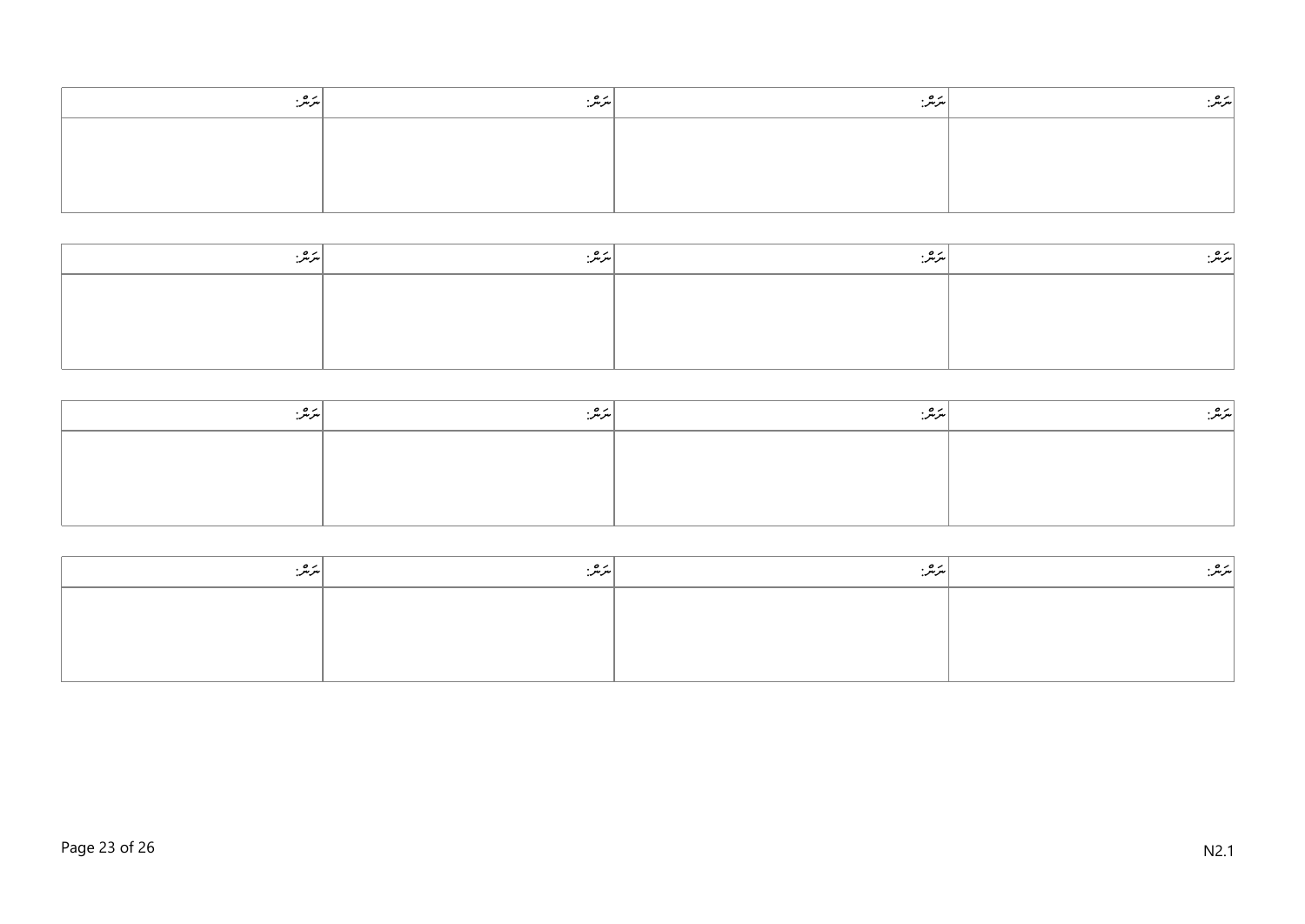| ނަރުދ: | ނަރުދ: | ނަރުދ: | ނަރުދ: |
| --- | --- | --- | --- |
| | | | |

| ނަރުދ: | ނަރުދ: | ނަރުދ: | ނަރުދ: |
| --- | --- | --- | --- |
| | | | |

| ނަރުދ: | ނަރުދ: | ނަރުދ: | ނަރުދ: |
| --- | --- | --- | --- |
| | | | |

| ނަރުދ: | ނަރުދ: | ނަރުދ: | ނަރުދ: |
| --- | --- | --- | --- |
| | | | |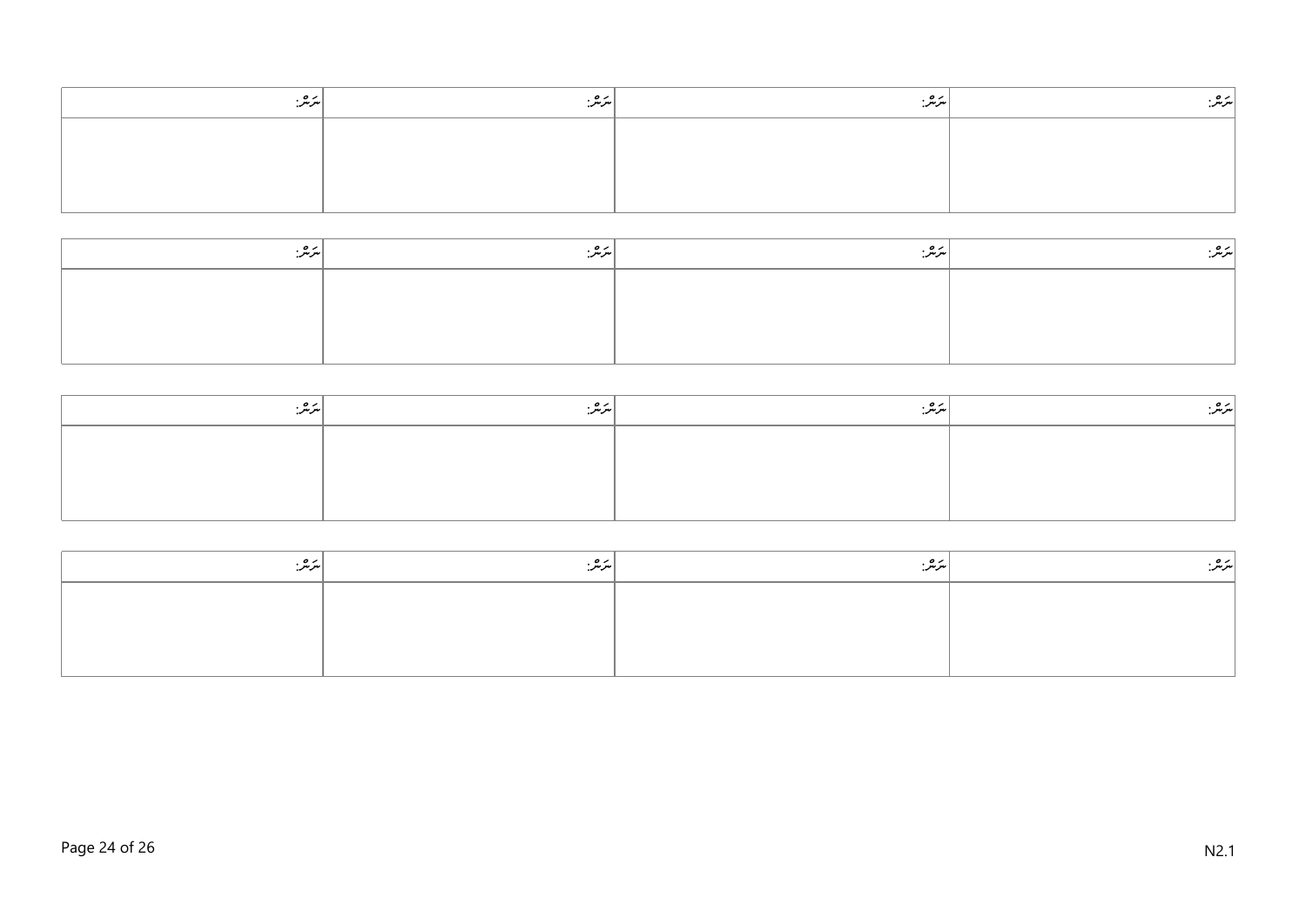| ނަރަދ: | ނަރަދ: | ނަރަދ: | ނަރަދ: |
|---|---|---|---|
| | | | |

| ނަރަދ: | ނަރަދ: | ނަރަދ: | ނަރަދ: |
|---|---|---|---|
| | | | |

| ނަރަދ: | ނަރަދ: | ނަރަދ: | ނަރަދ: |
|---|---|---|---|
| | | | |

| ނަރަދ: | ނަރަދ: | ނަރަދ: | ނަރަދ: |
|---|---|---|---|
| | | | |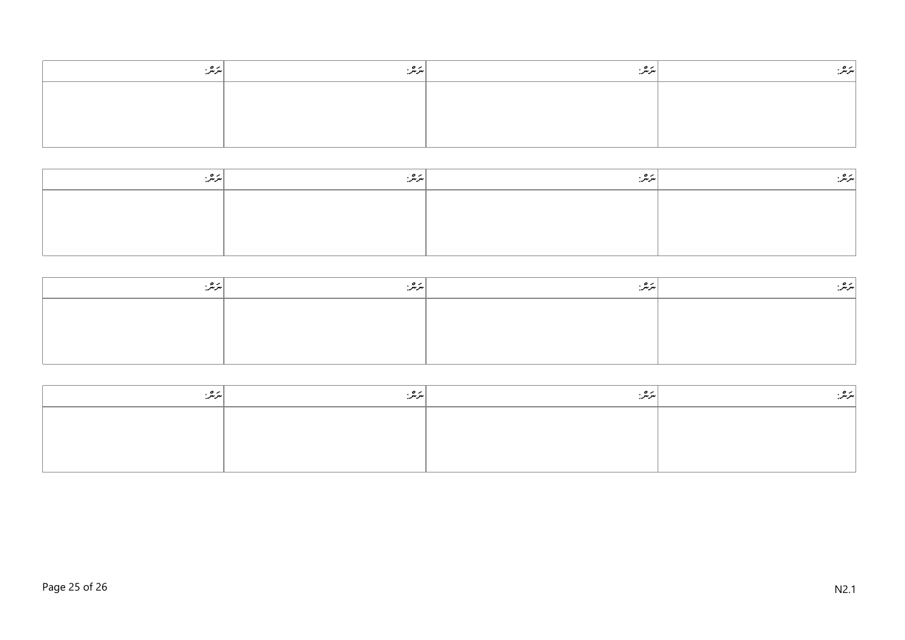| ނަރަދ: | ނަރަދ: | ނަރަދ: | ނަރަދ: |
| --- | --- | --- | --- |
| | | | |

| ނަރަދ: | ނަރަދ: | ނަރަދ: | ނަރަދ: |
| --- | --- | --- | --- |
| | | | |

| ނަރަދ: | ނަރަދ: | ނަރަދ: | ނަރަދ: |
| --- | --- | --- | --- |
| | | | |

| ނަރަދ: | ނަރަދ: | ނަރަދ: | ނަރަދ: |
| --- | --- | --- | --- |
| | | | |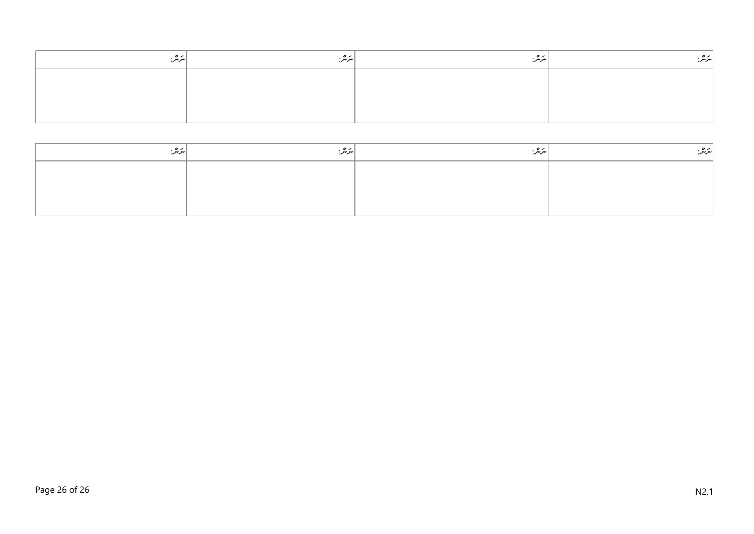| ނަންބަރު: | ނަންބަރު: | ނަންބަރު: | ނަންބަރު: |
|---|---|---|---|
| | | | |

| ނަންބަރު: | ނަންބަރު: | ނަންބަރު: | ނަންބަރު: |
|---|---|---|---|
| | | | |